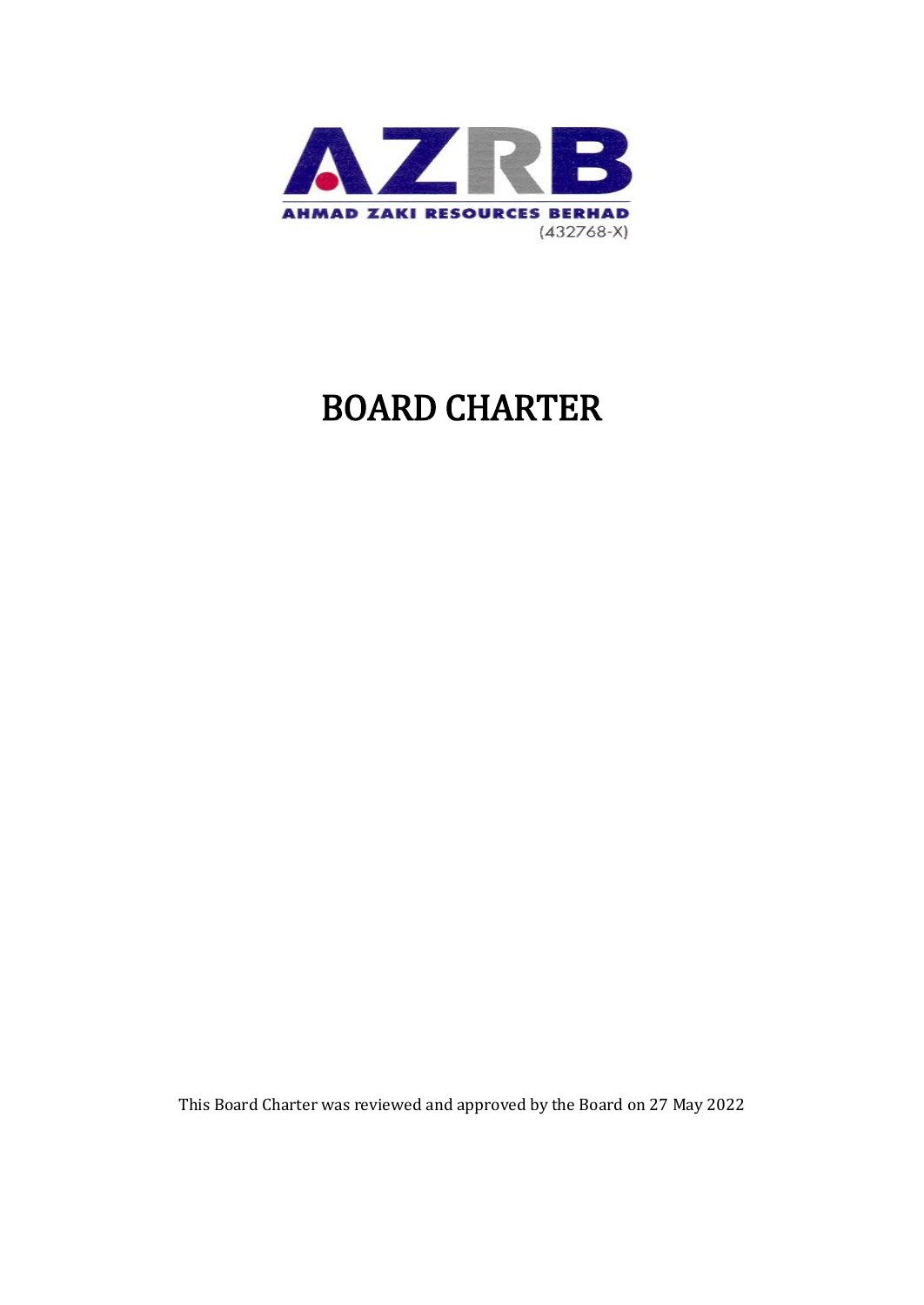AZRB

AHMAD ZAKI RESOURCES BERHAD

(432768-X)

# BOARD CHARTER

This Board Charter was reviewed and approved by the Board on 27 May 2022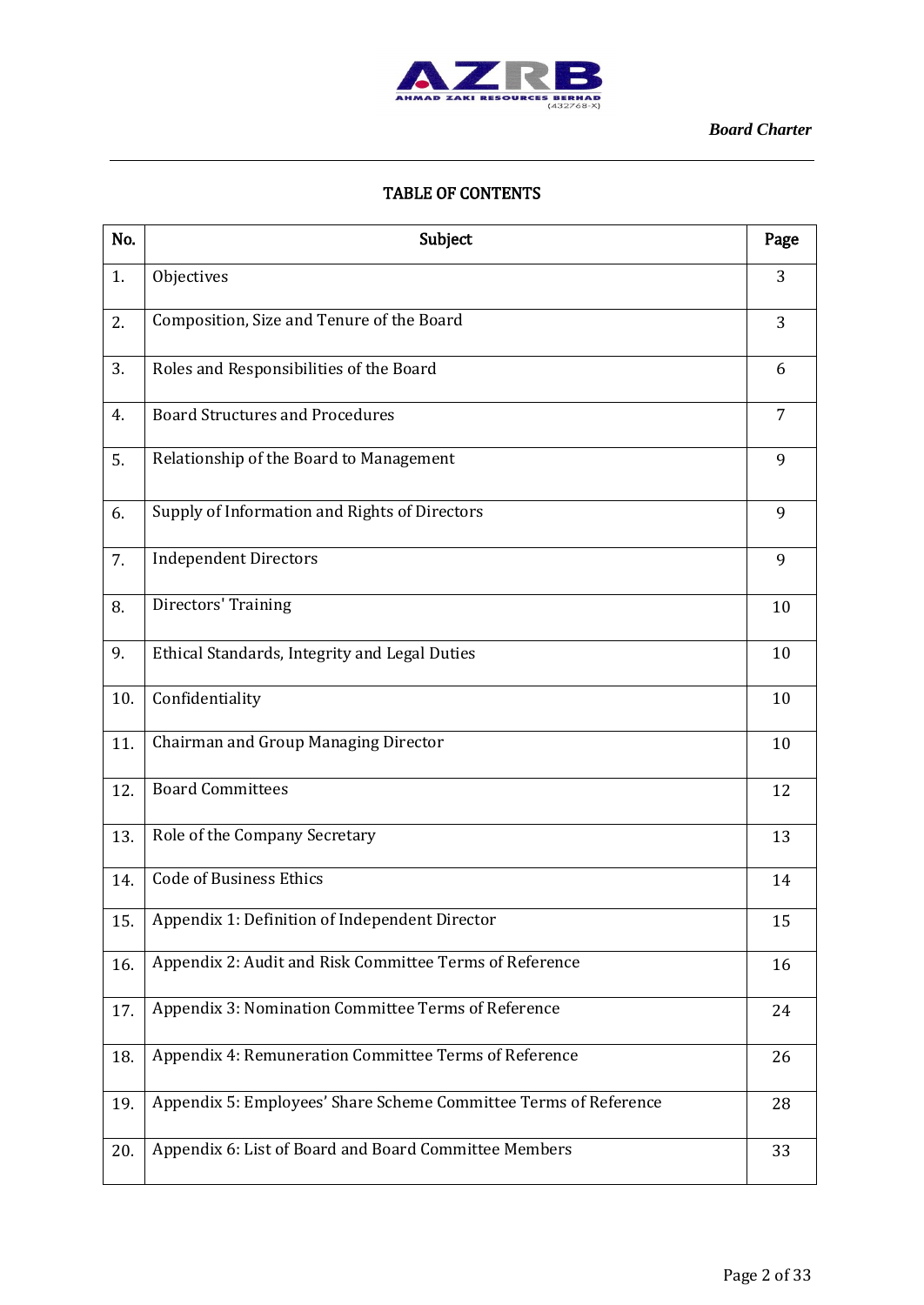## TABLE OF CONTENTS

| No. | Subject | Page |
|---|---|---|
| 1. | Objectives | 3 |
| 2. | Composition, Size and Tenure of the Board | 3 |
| 3. | Roles and Responsibilities of the Board | 6 |
| 4. | Board Structures and Procedures | 7 |
| 5. | Relationship of the Board to Management | 9 |
| 6. | Supply of Information and Rights of Directors | 9 |
| 7. | Independent Directors | 9 |
| 8. | Directors' Training | 10 |
| 9. | Ethical Standards, Integrity and Legal Duties | 10 |
| 10. | Confidentiality | 10 |
| 11. | Chairman and Group Managing Director | 10 |
| 12. | Board Committees | 12 |
| 13. | Role of the Company Secretary | 13 |
| 14. | Code of Business Ethics | 14 |
| 15. | Appendix 1: Definition of Independent Director | 15 |
| 16. | Appendix 2: Audit and Risk Committee Terms of Reference | 16 |
| 17. | Appendix 3: Nomination Committee Terms of Reference | 24 |
| 18. | Appendix 4: Remuneration Committee Terms of Reference | 26 |
| 19. | Appendix 5: Employees' Share Scheme Committee Terms of Reference | 28 |
| 20. | Appendix 6: List of Board and Board Committee Members | 33 |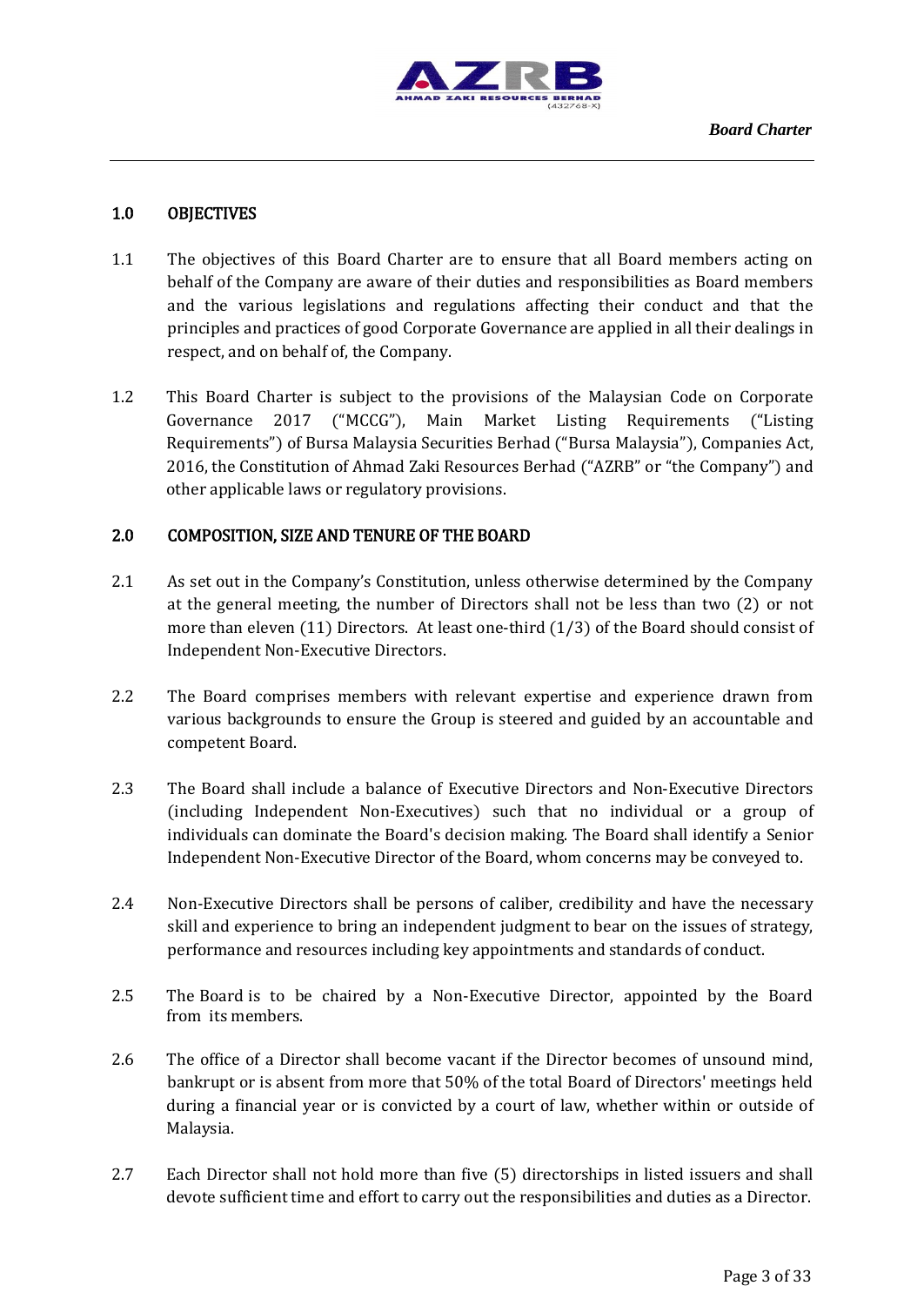## 1.0 OBJECTIVES

1.1 The objectives of this Board Charter are to ensure that all Board members acting on behalf of the Company are aware of their duties and responsibilities as Board members and the various legislations and regulations affecting their conduct and that the principles and practices of good Corporate Governance are applied in all their dealings in respect, and on behalf of, the Company.

1.2 This Board Charter is subject to the provisions of the Malaysian Code on Corporate Governance 2017 ("MCCG"), Main Market Listing Requirements ("Listing Requirements") of Bursa Malaysia Securities Berhad ("Bursa Malaysia"), Companies Act, 2016, the Constitution of Ahmad Zaki Resources Berhad ("AZRB" or "the Company") and other applicable laws or regulatory provisions.

## 2.0 COMPOSITION, SIZE AND TENURE OF THE BOARD

2.1 As set out in the Company's Constitution, unless otherwise determined by the Company at the general meeting, the number of Directors shall not be less than two (2) or not more than eleven (11) Directors. At least one-third (1/3) of the Board should consist of Independent Non-Executive Directors.

2.2 The Board comprises members with relevant expertise and experience drawn from various backgrounds to ensure the Group is steered and guided by an accountable and competent Board.

2.3 The Board shall include a balance of Executive Directors and Non-Executive Directors (including Independent Non-Executives) such that no individual or a group of individuals can dominate the Board's decision making. The Board shall identify a Senior Independent Non-Executive Director of the Board, whom concerns may be conveyed to.

2.4 Non-Executive Directors shall be persons of caliber, credibility and have the necessary skill and experience to bring an independent judgment to bear on the issues of strategy, performance and resources including key appointments and standards of conduct.

2.5 The Board is to be chaired by a Non-Executive Director, appointed by the Board from its members.

2.6 The office of a Director shall become vacant if the Director becomes of unsound mind, bankrupt or is absent from more that 50% of the total Board of Directors' meetings held during a financial year or is convicted by a court of law, whether within or outside of Malaysia.

2.7 Each Director shall not hold more than five (5) directorships in listed issuers and shall devote sufficient time and effort to carry out the responsibilities and duties as a Director.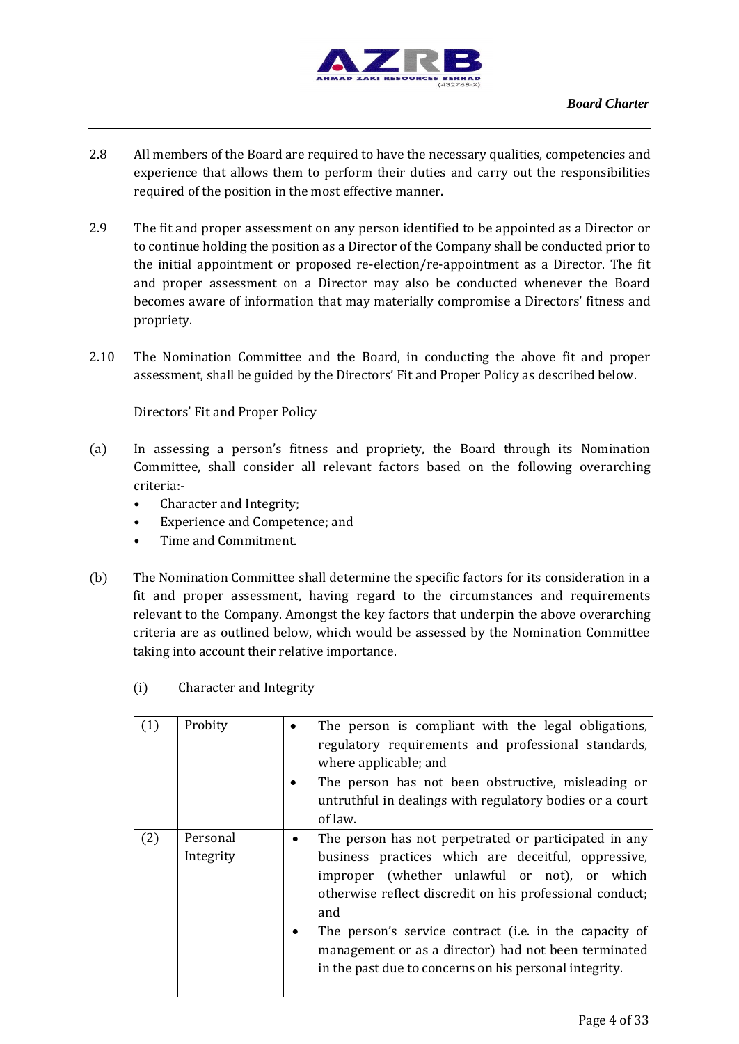2.8 All members of the Board are required to have the necessary qualities, competencies and experience that allows them to perform their duties and carry out the responsibilities required of the position in the most effective manner.

2.9 The fit and proper assessment on any person identified to be appointed as a Director or to continue holding the position as a Director of the Company shall be conducted prior to the initial appointment or proposed re-election/re-appointment as a Director. The fit and proper assessment on a Director may also be conducted whenever the Board becomes aware of information that may materially compromise a Directors' fitness and propriety.

2.10 The Nomination Committee and the Board, in conducting the above fit and proper assessment, shall be guided by the Directors' Fit and Proper Policy as described below.

<u>Directors' Fit and Proper Policy</u>

(a) In assessing a person's fitness and propriety, the Board through its Nomination Committee, shall consider all relevant factors based on the following overarching criteria:-
- Character and Integrity;
- Experience and Competence; and
- Time and Commitment.

(b) The Nomination Committee shall determine the specific factors for its consideration in a fit and proper assessment, having regard to the circumstances and requirements relevant to the Company. Amongst the key factors that underpin the above overarching criteria are as outlined below, which would be assessed by the Nomination Committee taking into account their relative importance.

(i) Character and Integrity

| | | |
|---|---|---|
| (1) | Probity | • The person is compliant with the legal obligations, regulatory requirements and professional standards, where applicable; and<br>• The person has not been obstructive, misleading or untruthful in dealings with regulatory bodies or a court of law. |
| (2) | Personal Integrity | • The person has not perpetrated or participated in any business practices which are deceitful, oppressive, improper (whether unlawful or not), or which otherwise reflect discredit on his professional conduct; and<br>• The person's service contract (i.e. in the capacity of management or as a director) had not been terminated in the past due to concerns on his personal integrity. |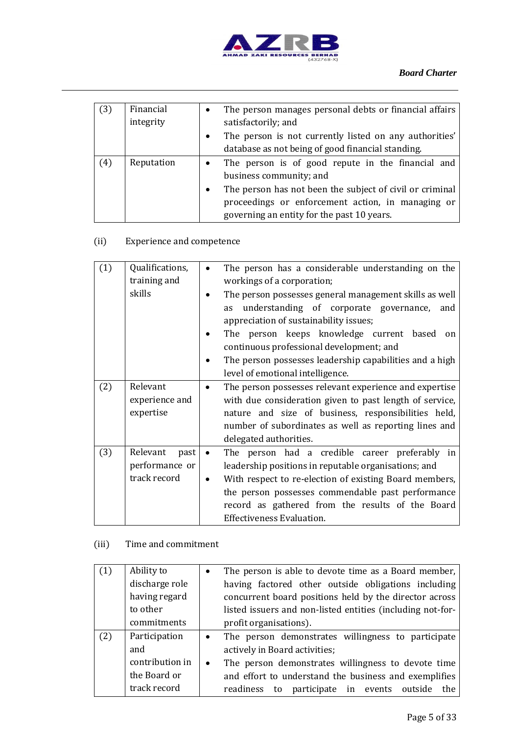| | | |
|---|---|---|
| (3) | Financial integrity | • The person manages personal debts or financial affairs satisfactorily; and<br>• The person is not currently listed on any authorities' database as not being of good financial standing. |
| (4) | Reputation | • The person is of good repute in the financial and business community; and<br>• The person has not been the subject of civil or criminal proceedings or enforcement action, in managing or governing an entity for the past 10 years. |

(ii) Experience and competence

| | | |
|---|---|---|
| (1) | Qualifications, training and skills | • The person has a considerable understanding on the workings of a corporation;<br>• The person possesses general management skills as well as understanding of corporate governance, and appreciation of sustainability issues;<br>• The person keeps knowledge current based on continuous professional development; and<br>• The person possesses leadership capabilities and a high level of emotional intelligence. |
| (2) | Relevant experience and expertise | • The person possesses relevant experience and expertise with due consideration given to past length of service, nature and size of business, responsibilities held, number of subordinates as well as reporting lines and delegated authorities. |
| (3) | Relevant past performance or track record | • The person had a credible career preferably in leadership positions in reputable organisations; and<br>• With respect to re-election of existing Board members, the person possesses commendable past performance record as gathered from the results of the Board Effectiveness Evaluation. |

(iii) Time and commitment

| | | |
|---|---|---|
| (1) | Ability to discharge role having regard to other commitments | • The person is able to devote time as a Board member, having factored other outside obligations including concurrent board positions held by the director across listed issuers and non-listed entities (including not-for-profit organisations). |
| (2) | Participation and contribution in the Board or track record | • The person demonstrates willingness to participate actively in Board activities;<br>• The person demonstrates willingness to devote time and effort to understand the business and exemplifies readiness to participate in events outside the |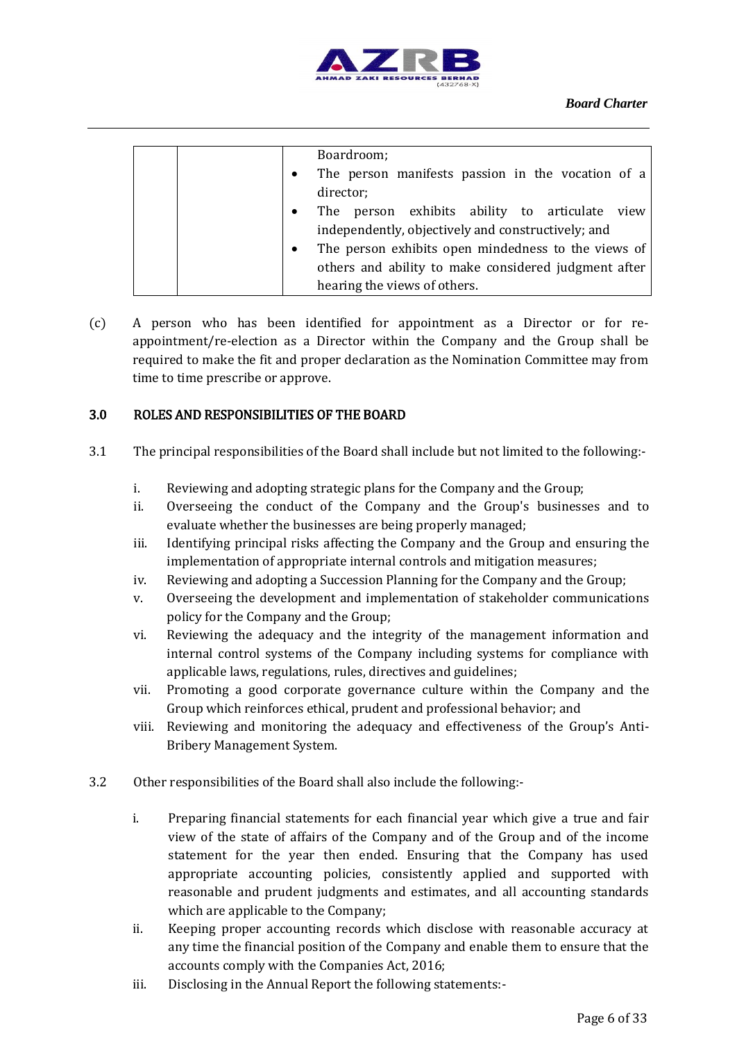| | | Boardroom;<br>• The person manifests passion in the vocation of a director;<br>• The person exhibits ability to articulate view independently, objectively and constructively; and<br>• The person exhibits open mindedness to the views of others and ability to make considered judgment after hearing the views of others. |
|---|---|---|

(c) A person who has been identified for appointment as a Director or for re-appointment/re-election as a Director within the Company and the Group shall be required to make the fit and proper declaration as the Nomination Committee may from time to time prescribe or approve.

## 3.0 ROLES AND RESPONSIBILITIES OF THE BOARD

3.1 The principal responsibilities of the Board shall include but not limited to the following:-

i. Reviewing and adopting strategic plans for the Company and the Group;
ii. Overseeing the conduct of the Company and the Group's businesses and to evaluate whether the businesses are being properly managed;
iii. Identifying principal risks affecting the Company and the Group and ensuring the implementation of appropriate internal controls and mitigation measures;
iv. Reviewing and adopting a Succession Planning for the Company and the Group;
v. Overseeing the development and implementation of stakeholder communications policy for the Company and the Group;
vi. Reviewing the adequacy and the integrity of the management information and internal control systems of the Company including systems for compliance with applicable laws, regulations, rules, directives and guidelines;
vii. Promoting a good corporate governance culture within the Company and the Group which reinforces ethical, prudent and professional behavior; and
viii. Reviewing and monitoring the adequacy and effectiveness of the Group's Anti-Bribery Management System.

3.2 Other responsibilities of the Board shall also include the following:-

i. Preparing financial statements for each financial year which give a true and fair view of the state of affairs of the Company and of the Group and of the income statement for the year then ended. Ensuring that the Company has used appropriate accounting policies, consistently applied and supported with reasonable and prudent judgments and estimates, and all accounting standards which are applicable to the Company;
ii. Keeping proper accounting records which disclose with reasonable accuracy at any time the financial position of the Company and enable them to ensure that the accounts comply with the Companies Act, 2016;
iii. Disclosing in the Annual Report the following statements:-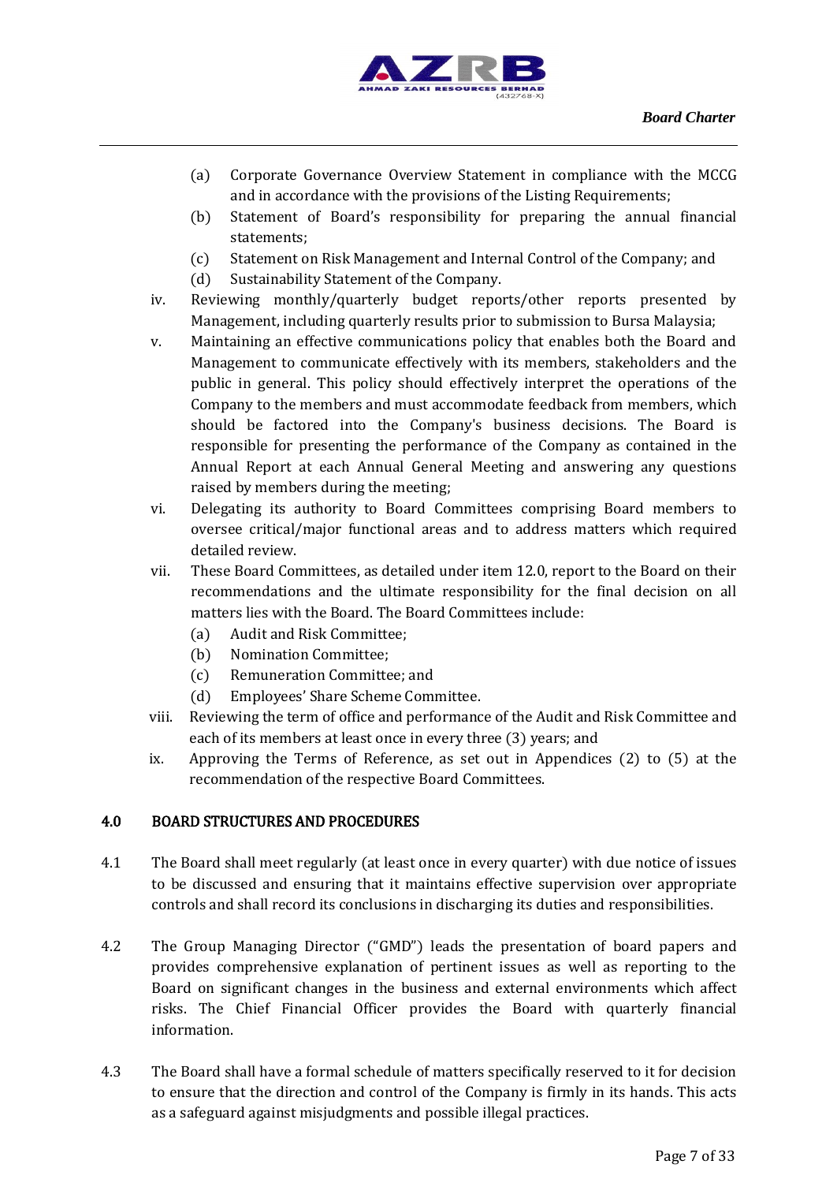- (a) Corporate Governance Overview Statement in compliance with the MCCG and in accordance with the provisions of the Listing Requirements;
   - (b) Statement of Board's responsibility for preparing the annual financial statements;
   - (c) Statement on Risk Management and Internal Control of the Company; and
   - (d) Sustainability Statement of the Company.

iv. Reviewing monthly/quarterly budget reports/other reports presented by Management, including quarterly results prior to submission to Bursa Malaysia;

v. Maintaining an effective communications policy that enables both the Board and Management to communicate effectively with its members, stakeholders and the public in general. This policy should effectively interpret the operations of the Company to the members and must accommodate feedback from members, which should be factored into the Company's business decisions. The Board is responsible for presenting the performance of the Company as contained in the Annual Report at each Annual General Meeting and answering any questions raised by members during the meeting;

vi. Delegating its authority to Board Committees comprising Board members to oversee critical/major functional areas and to address matters which required detailed review.

vii. These Board Committees, as detailed under item 12.0, report to the Board on their recommendations and the ultimate responsibility for the final decision on all matters lies with the Board. The Board Committees include:
   - (a) Audit and Risk Committee;
   - (b) Nomination Committee;
   - (c) Remuneration Committee; and
   - (d) Employees' Share Scheme Committee.

viii. Reviewing the term of office and performance of the Audit and Risk Committee and each of its members at least once in every three (3) years; and

ix. Approving the Terms of Reference, as set out in Appendices (2) to (5) at the recommendation of the respective Board Committees.

## 4.0 BOARD STRUCTURES AND PROCEDURES

4.1 The Board shall meet regularly (at least once in every quarter) with due notice of issues to be discussed and ensuring that it maintains effective supervision over appropriate controls and shall record its conclusions in discharging its duties and responsibilities.

4.2 The Group Managing Director ("GMD") leads the presentation of board papers and provides comprehensive explanation of pertinent issues as well as reporting to the Board on significant changes in the business and external environments which affect risks. The Chief Financial Officer provides the Board with quarterly financial information.

4.3 The Board shall have a formal schedule of matters specifically reserved to it for decision to ensure that the direction and control of the Company is firmly in its hands. This acts as a safeguard against misjudgments and possible illegal practices.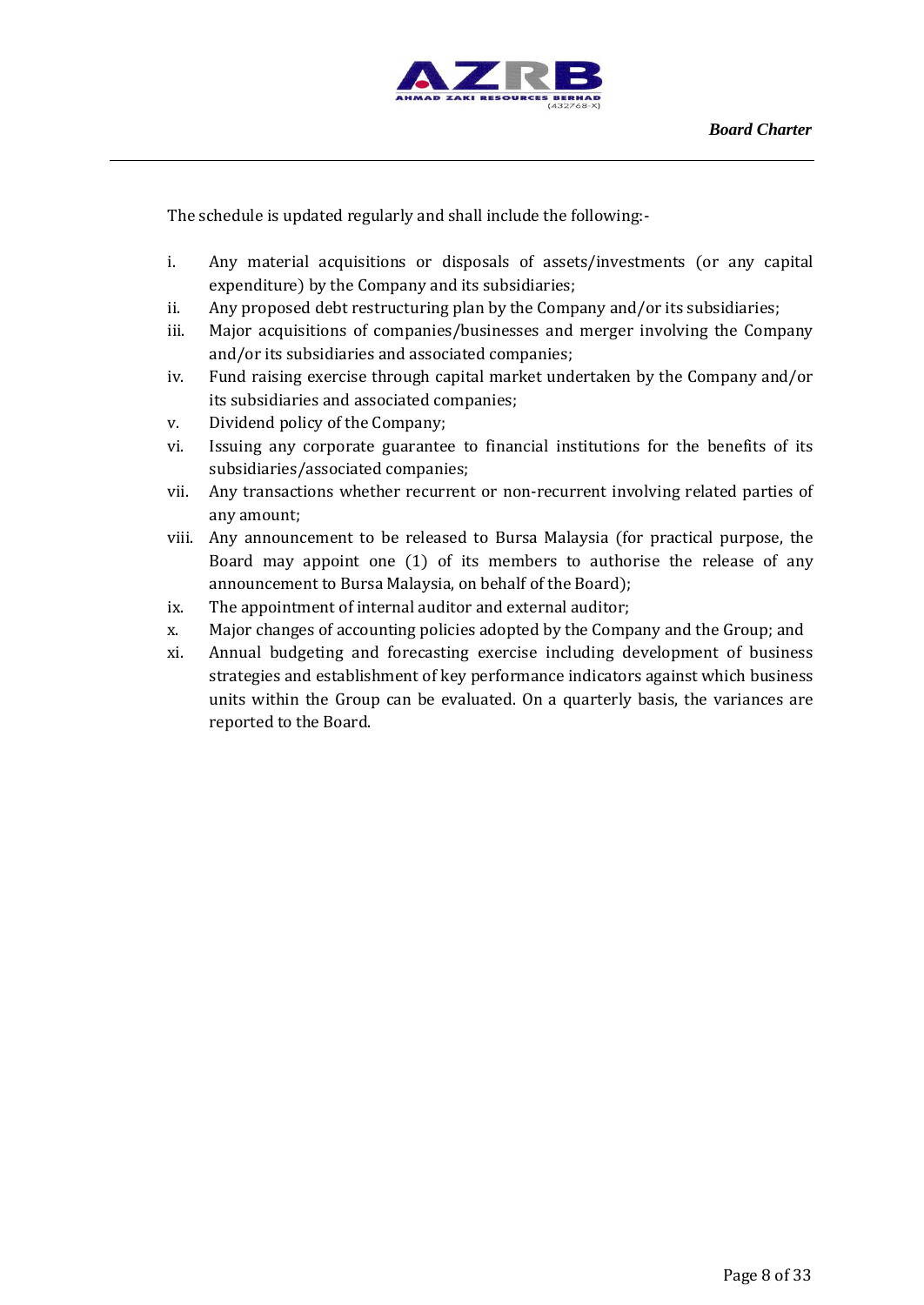The schedule is updated regularly and shall include the following:-

i. Any material acquisitions or disposals of assets/investments (or any capital expenditure) by the Company and its subsidiaries;
ii. Any proposed debt restructuring plan by the Company and/or its subsidiaries;
iii. Major acquisitions of companies/businesses and merger involving the Company and/or its subsidiaries and associated companies;
iv. Fund raising exercise through capital market undertaken by the Company and/or its subsidiaries and associated companies;
v. Dividend policy of the Company;
vi. Issuing any corporate guarantee to financial institutions for the benefits of its subsidiaries/associated companies;
vii. Any transactions whether recurrent or non-recurrent involving related parties of any amount;
viii. Any announcement to be released to Bursa Malaysia (for practical purpose, the Board may appoint one (1) of its members to authorise the release of any announcement to Bursa Malaysia, on behalf of the Board);
ix. The appointment of internal auditor and external auditor;
x. Major changes of accounting policies adopted by the Company and the Group; and
xi. Annual budgeting and forecasting exercise including development of business strategies and establishment of key performance indicators against which business units within the Group can be evaluated. On a quarterly basis, the variances are reported to the Board.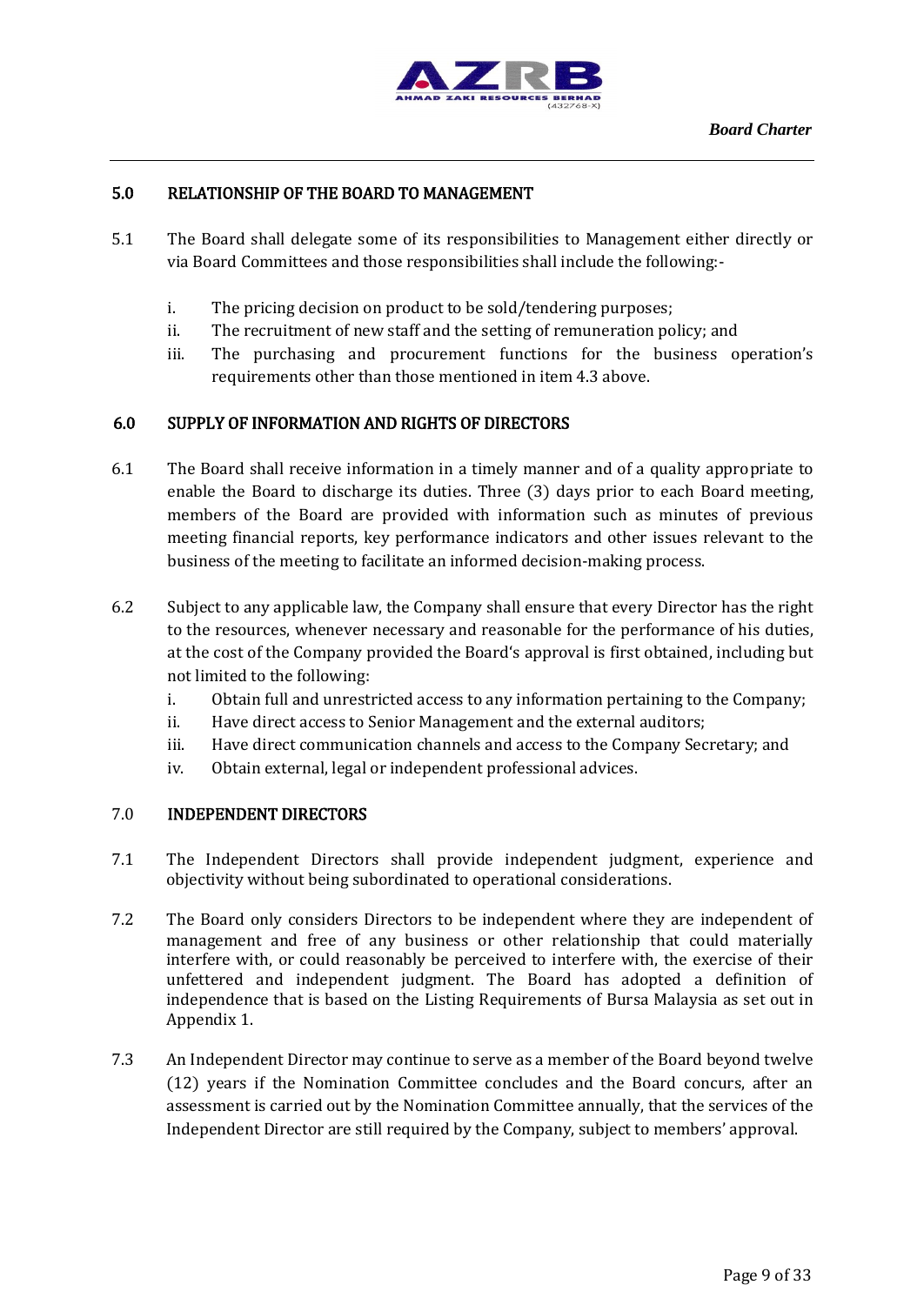## 5.0 RELATIONSHIP OF THE BOARD TO MANAGEMENT

5.1 The Board shall delegate some of its responsibilities to Management either directly or via Board Committees and those responsibilities shall include the following:-

i. The pricing decision on product to be sold/tendering purposes;
ii. The recruitment of new staff and the setting of remuneration policy; and
iii. The purchasing and procurement functions for the business operation's requirements other than those mentioned in item 4.3 above.

## 6.0 SUPPLY OF INFORMATION AND RIGHTS OF DIRECTORS

6.1 The Board shall receive information in a timely manner and of a quality appropriate to enable the Board to discharge its duties. Three (3) days prior to each Board meeting, members of the Board are provided with information such as minutes of previous meeting financial reports, key performance indicators and other issues relevant to the business of the meeting to facilitate an informed decision-making process.

6.2 Subject to any applicable law, the Company shall ensure that every Director has the right to the resources, whenever necessary and reasonable for the performance of his duties, at the cost of the Company provided the Board's approval is first obtained, including but not limited to the following:

i. Obtain full and unrestricted access to any information pertaining to the Company;
ii. Have direct access to Senior Management and the external auditors;
iii. Have direct communication channels and access to the Company Secretary; and
iv. Obtain external, legal or independent professional advices.

## 7.0 INDEPENDENT DIRECTORS

7.1 The Independent Directors shall provide independent judgment, experience and objectivity without being subordinated to operational considerations.

7.2 The Board only considers Directors to be independent where they are independent of management and free of any business or other relationship that could materially interfere with, or could reasonably be perceived to interfere with, the exercise of their unfettered and independent judgment. The Board has adopted a definition of independence that is based on the Listing Requirements of Bursa Malaysia as set out in Appendix 1.

7.3 An Independent Director may continue to serve as a member of the Board beyond twelve (12) years if the Nomination Committee concludes and the Board concurs, after an assessment is carried out by the Nomination Committee annually, that the services of the Independent Director are still required by the Company, subject to members' approval.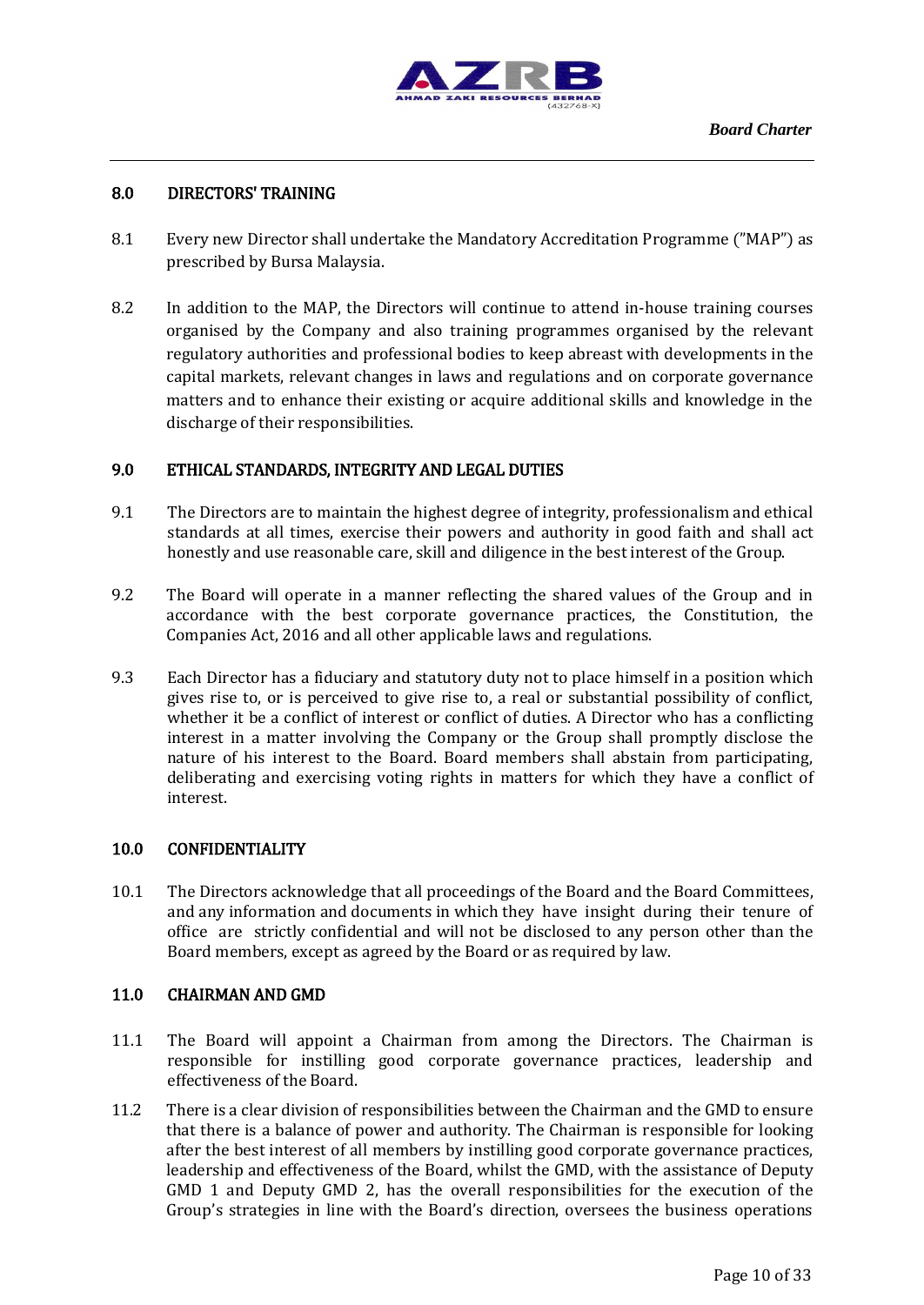## 8.0 DIRECTORS' TRAINING

8.1 Every new Director shall undertake the Mandatory Accreditation Programme ("MAP") as prescribed by Bursa Malaysia.

8.2 In addition to the MAP, the Directors will continue to attend in-house training courses organised by the Company and also training programmes organised by the relevant regulatory authorities and professional bodies to keep abreast with developments in the capital markets, relevant changes in laws and regulations and on corporate governance matters and to enhance their existing or acquire additional skills and knowledge in the discharge of their responsibilities.

## 9.0 ETHICAL STANDARDS, INTEGRITY AND LEGAL DUTIES

9.1 The Directors are to maintain the highest degree of integrity, professionalism and ethical standards at all times, exercise their powers and authority in good faith and shall act honestly and use reasonable care, skill and diligence in the best interest of the Group.

9.2 The Board will operate in a manner reflecting the shared values of the Group and in accordance with the best corporate governance practices, the Constitution, the Companies Act, 2016 and all other applicable laws and regulations.

9.3 Each Director has a fiduciary and statutory duty not to place himself in a position which gives rise to, or is perceived to give rise to, a real or substantial possibility of conflict, whether it be a conflict of interest or conflict of duties. A Director who has a conflicting interest in a matter involving the Company or the Group shall promptly disclose the nature of his interest to the Board. Board members shall abstain from participating, deliberating and exercising voting rights in matters for which they have a conflict of interest.

## 10.0 CONFIDENTIALITY

10.1 The Directors acknowledge that all proceedings of the Board and the Board Committees, and any information and documents in which they have insight during their tenure of office are strictly confidential and will not be disclosed to any person other than the Board members, except as agreed by the Board or as required by law.

## 11.0 CHAIRMAN AND GMD

11.1 The Board will appoint a Chairman from among the Directors. The Chairman is responsible for instilling good corporate governance practices, leadership and effectiveness of the Board.

11.2 There is a clear division of responsibilities between the Chairman and the GMD to ensure that there is a balance of power and authority. The Chairman is responsible for looking after the best interest of all members by instilling good corporate governance practices, leadership and effectiveness of the Board, whilst the GMD, with the assistance of Deputy GMD 1 and Deputy GMD 2, has the overall responsibilities for the execution of the Group's strategies in line with the Board's direction, oversees the business operations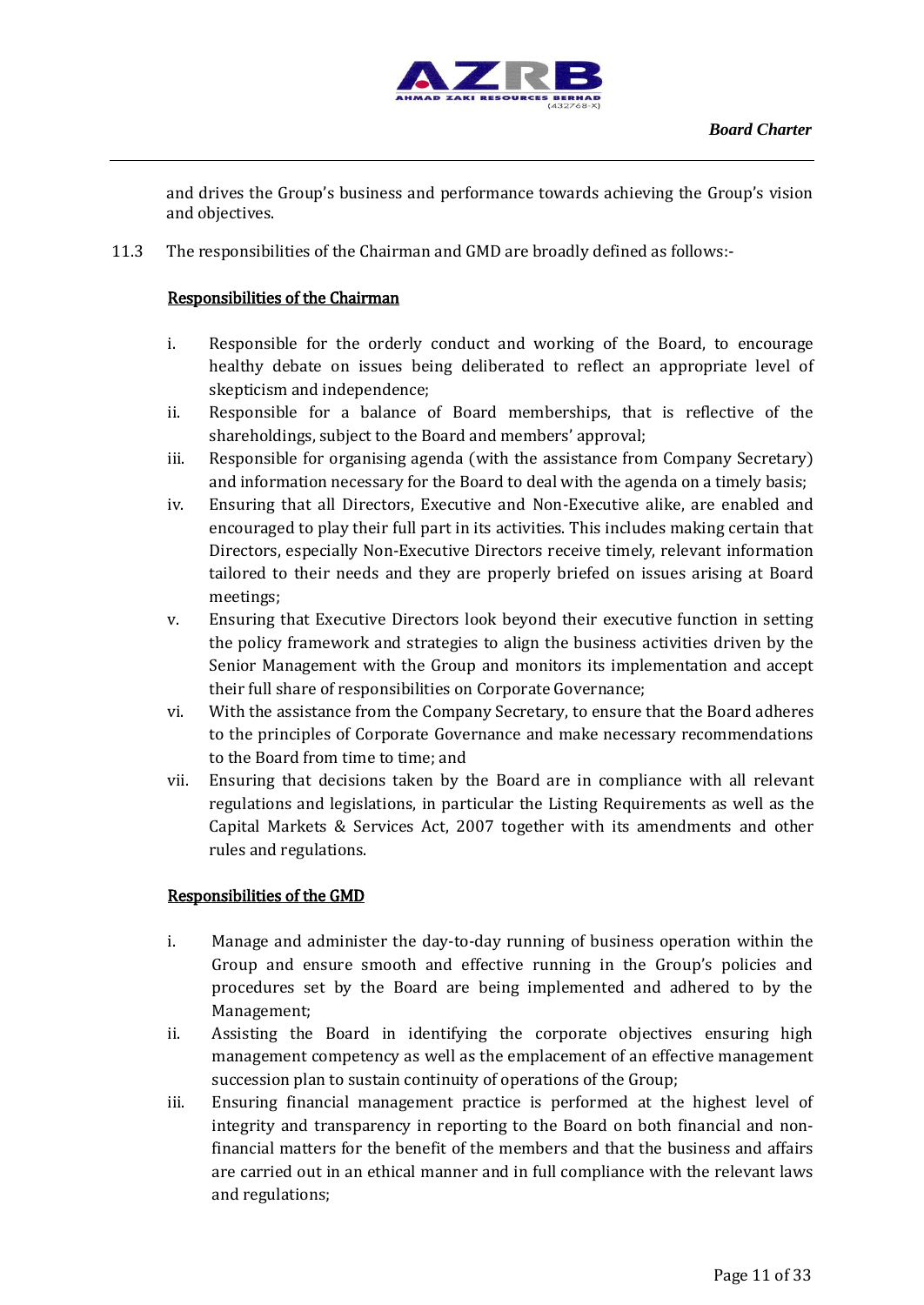and drives the Group's business and performance towards achieving the Group's vision and objectives.

11.3 The responsibilities of the Chairman and GMD are broadly defined as follows:-

<u>Responsibilities of the Chairman</u>

i. Responsible for the orderly conduct and working of the Board, to encourage healthy debate on issues being deliberated to reflect an appropriate level of skepticism and independence;
ii. Responsible for a balance of Board memberships, that is reflective of the shareholdings, subject to the Board and members' approval;
iii. Responsible for organising agenda (with the assistance from Company Secretary) and information necessary for the Board to deal with the agenda on a timely basis;
iv. Ensuring that all Directors, Executive and Non-Executive alike, are enabled and encouraged to play their full part in its activities. This includes making certain that Directors, especially Non-Executive Directors receive timely, relevant information tailored to their needs and they are properly briefed on issues arising at Board meetings;
v. Ensuring that Executive Directors look beyond their executive function in setting the policy framework and strategies to align the business activities driven by the Senior Management with the Group and monitors its implementation and accept their full share of responsibilities on Corporate Governance;
vi. With the assistance from the Company Secretary, to ensure that the Board adheres to the principles of Corporate Governance and make necessary recommendations to the Board from time to time; and
vii. Ensuring that decisions taken by the Board are in compliance with all relevant regulations and legislations, in particular the Listing Requirements as well as the Capital Markets & Services Act, 2007 together with its amendments and other rules and regulations.

<u>Responsibilities of the GMD</u>

i. Manage and administer the day-to-day running of business operation within the Group and ensure smooth and effective running in the Group's policies and procedures set by the Board are being implemented and adhered to by the Management;
ii. Assisting the Board in identifying the corporate objectives ensuring high management competency as well as the emplacement of an effective management succession plan to sustain continuity of operations of the Group;
iii. Ensuring financial management practice is performed at the highest level of integrity and transparency in reporting to the Board on both financial and non-financial matters for the benefit of the members and that the business and affairs are carried out in an ethical manner and in full compliance with the relevant laws and regulations;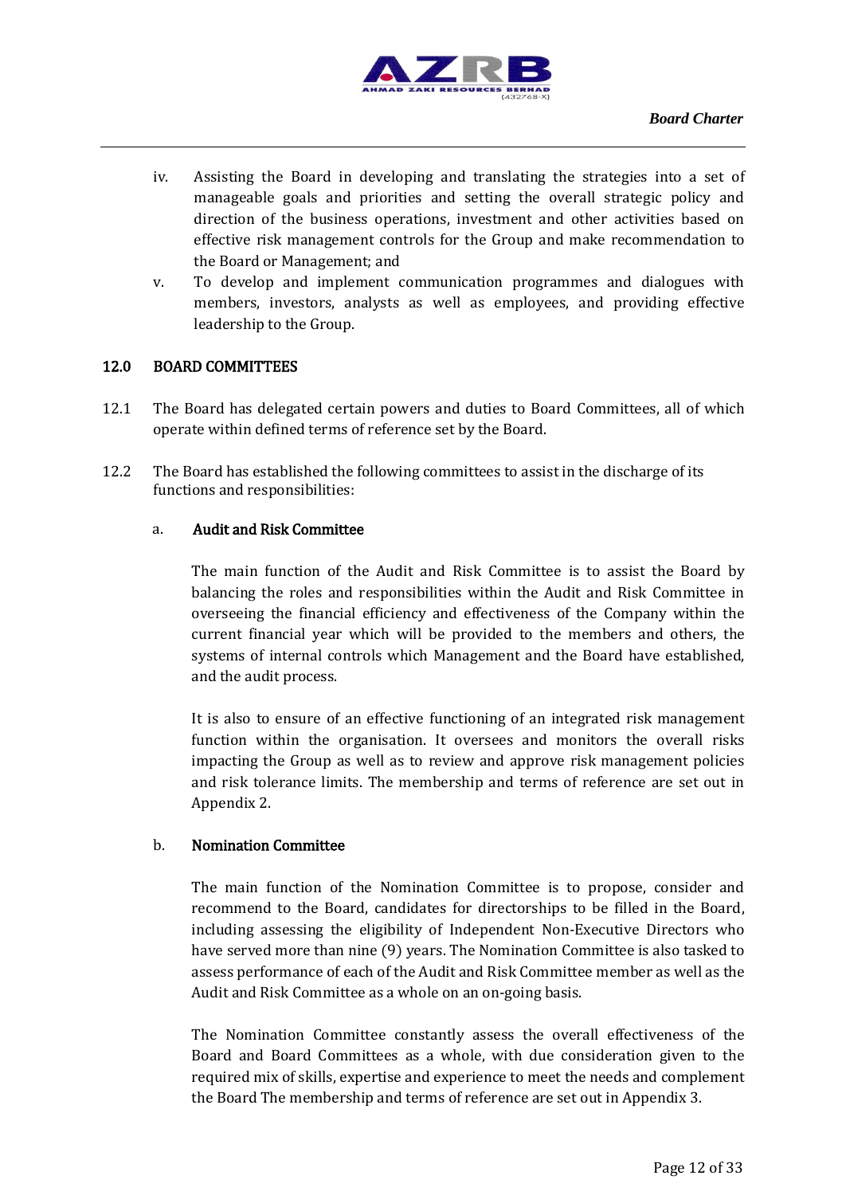iv. Assisting the Board in developing and translating the strategies into a set of manageable goals and priorities and setting the overall strategic policy and direction of the business operations, investment and other activities based on effective risk management controls for the Group and make recommendation to the Board or Management; and

v. To develop and implement communication programmes and dialogues with members, investors, analysts as well as employees, and providing effective leadership to the Group.

## 12.0 BOARD COMMITTEES

12.1 The Board has delegated certain powers and duties to Board Committees, all of which operate within defined terms of reference set by the Board.

12.2 The Board has established the following committees to assist in the discharge of its functions and responsibilities:

### a. Audit and Risk Committee

The main function of the Audit and Risk Committee is to assist the Board by balancing the roles and responsibilities within the Audit and Risk Committee in overseeing the financial efficiency and effectiveness of the Company within the current financial year which will be provided to the members and others, the systems of internal controls which Management and the Board have established, and the audit process.

It is also to ensure of an effective functioning of an integrated risk management function within the organisation. It oversees and monitors the overall risks impacting the Group as well as to review and approve risk management policies and risk tolerance limits. The membership and terms of reference are set out in Appendix 2.

### b. Nomination Committee

The main function of the Nomination Committee is to propose, consider and recommend to the Board, candidates for directorships to be filled in the Board, including assessing the eligibility of Independent Non-Executive Directors who have served more than nine (9) years. The Nomination Committee is also tasked to assess performance of each of the Audit and Risk Committee member as well as the Audit and Risk Committee as a whole on an on-going basis.

The Nomination Committee constantly assess the overall effectiveness of the Board and Board Committees as a whole, with due consideration given to the required mix of skills, expertise and experience to meet the needs and complement the Board The membership and terms of reference are set out in Appendix 3.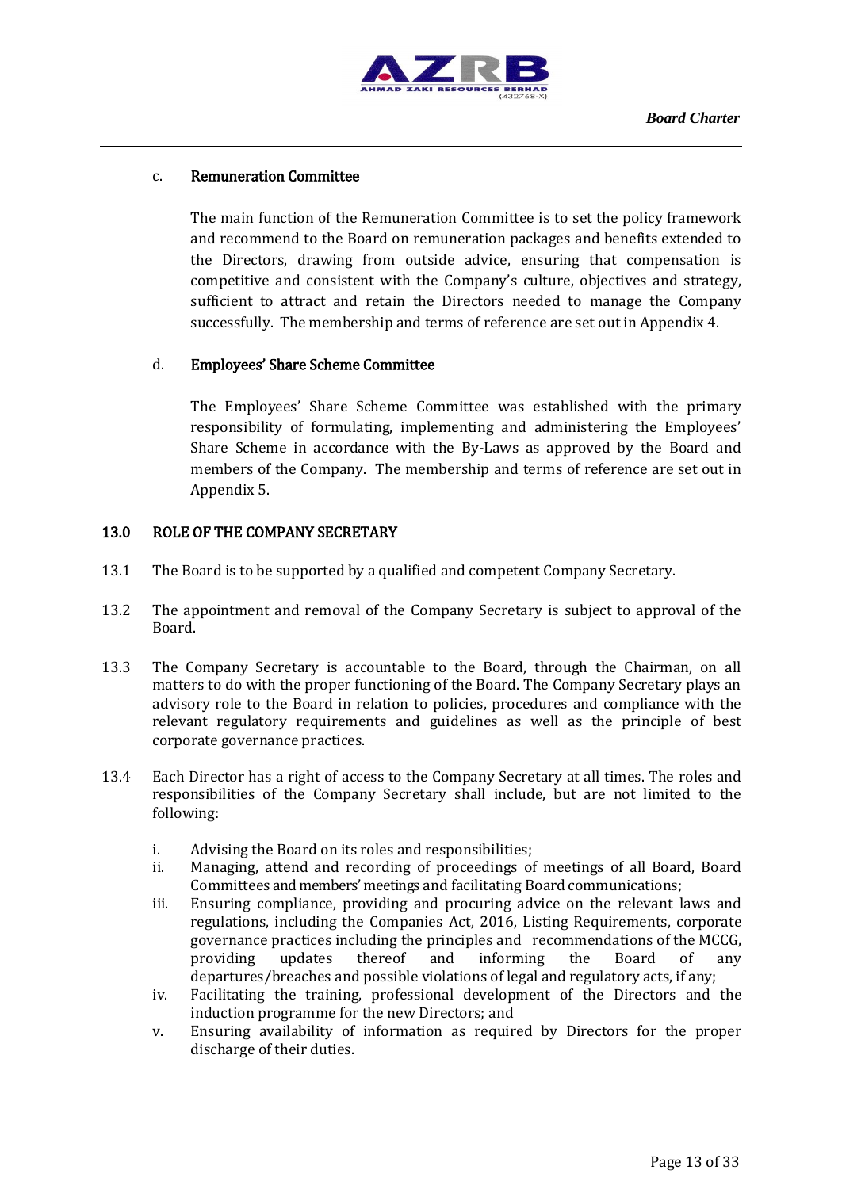c. **Remuneration Committee**

The main function of the Remuneration Committee is to set the policy framework and recommend to the Board on remuneration packages and benefits extended to the Directors, drawing from outside advice, ensuring that compensation is competitive and consistent with the Company's culture, objectives and strategy, sufficient to attract and retain the Directors needed to manage the Company successfully. The membership and terms of reference are set out in Appendix 4.

d. **Employees' Share Scheme Committee**

The Employees' Share Scheme Committee was established with the primary responsibility of formulating, implementing and administering the Employees' Share Scheme in accordance with the By-Laws as approved by the Board and members of the Company. The membership and terms of reference are set out in Appendix 5.

## 13.0 ROLE OF THE COMPANY SECRETARY

13.1 The Board is to be supported by a qualified and competent Company Secretary.

13.2 The appointment and removal of the Company Secretary is subject to approval of the Board.

13.3 The Company Secretary is accountable to the Board, through the Chairman, on all matters to do with the proper functioning of the Board. The Company Secretary plays an advisory role to the Board in relation to policies, procedures and compliance with the relevant regulatory requirements and guidelines as well as the principle of best corporate governance practices.

13.4 Each Director has a right of access to the Company Secretary at all times. The roles and responsibilities of the Company Secretary shall include, but are not limited to the following:

i. Advising the Board on its roles and responsibilities;
ii. Managing, attend and recording of proceedings of meetings of all Board, Board Committees and members' meetings and facilitating Board communications;
iii. Ensuring compliance, providing and procuring advice on the relevant laws and regulations, including the Companies Act, 2016, Listing Requirements, corporate governance practices including the principles and recommendations of the MCCG, providing updates thereof and informing the Board of any departures/breaches and possible violations of legal and regulatory acts, if any;
iv. Facilitating the training, professional development of the Directors and the induction programme for the new Directors; and
v. Ensuring availability of information as required by Directors for the proper discharge of their duties.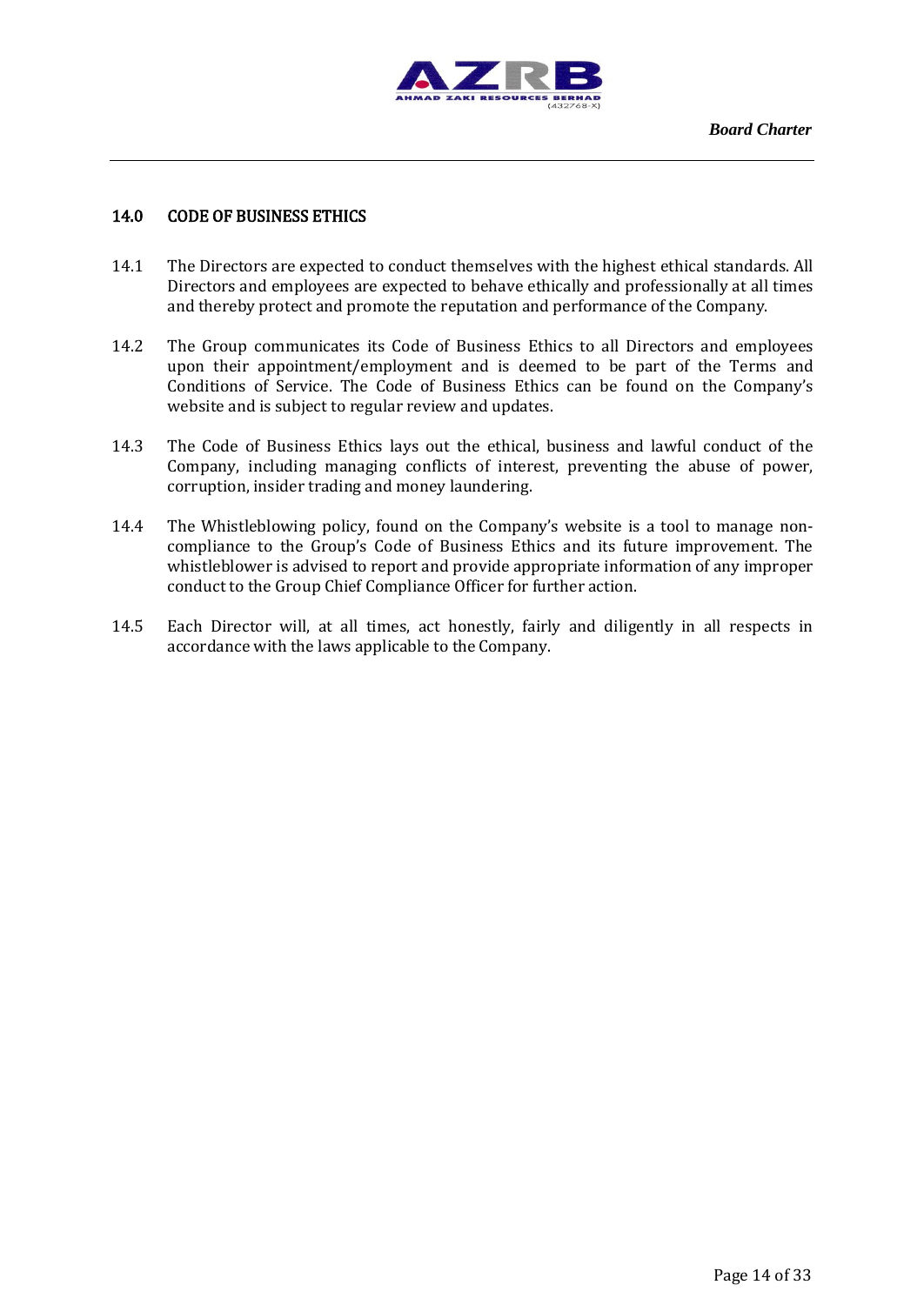## 14.0 CODE OF BUSINESS ETHICS

14.1 The Directors are expected to conduct themselves with the highest ethical standards. All Directors and employees are expected to behave ethically and professionally at all times and thereby protect and promote the reputation and performance of the Company.

14.2 The Group communicates its Code of Business Ethics to all Directors and employees upon their appointment/employment and is deemed to be part of the Terms and Conditions of Service. The Code of Business Ethics can be found on the Company's website and is subject to regular review and updates.

14.3 The Code of Business Ethics lays out the ethical, business and lawful conduct of the Company, including managing conflicts of interest, preventing the abuse of power, corruption, insider trading and money laundering.

14.4 The Whistleblowing policy, found on the Company's website is a tool to manage non-compliance to the Group's Code of Business Ethics and its future improvement. The whistleblower is advised to report and provide appropriate information of any improper conduct to the Group Chief Compliance Officer for further action.

14.5 Each Director will, at all times, act honestly, fairly and diligently in all respects in accordance with the laws applicable to the Company.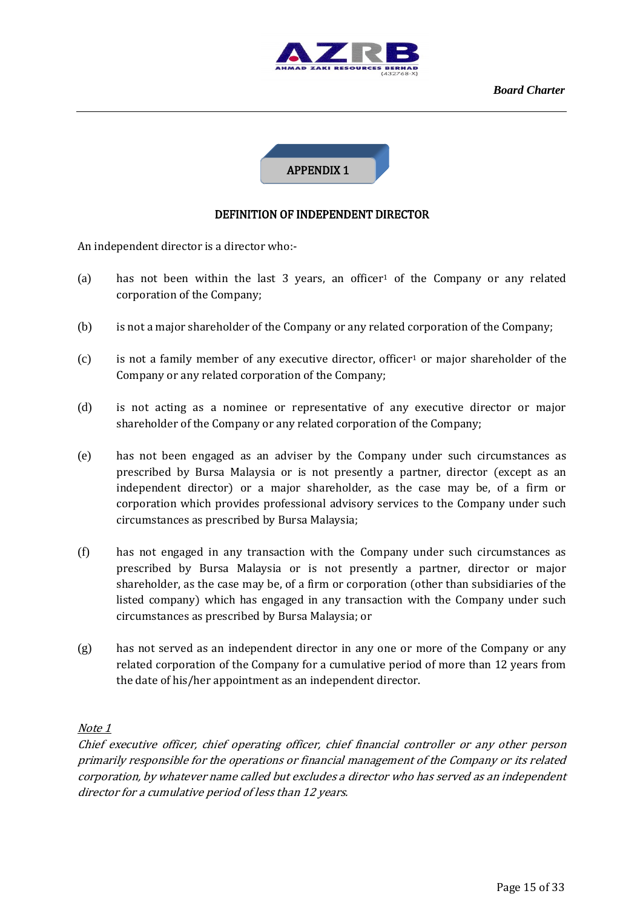## APPENDIX 1

### DEFINITION OF INDEPENDENT DIRECTOR

An independent director is a director who:-

(a) has not been within the last 3 years, an officer[1] of the Company or any related corporation of the Company;

(b) is not a major shareholder of the Company or any related corporation of the Company;

(c) is not a family member of any executive director, officer[1] or major shareholder of the Company or any related corporation of the Company;

(d) is not acting as a nominee or representative of any executive director or major shareholder of the Company or any related corporation of the Company;

(e) has not been engaged as an adviser by the Company under such circumstances as prescribed by Bursa Malaysia or is not presently a partner, director (except as an independent director) or a major shareholder, as the case may be, of a firm or corporation which provides professional advisory services to the Company under such circumstances as prescribed by Bursa Malaysia;

(f) has not engaged in any transaction with the Company under such circumstances as prescribed by Bursa Malaysia or is not presently a partner, director or major shareholder, as the case may be, of a firm or corporation (other than subsidiaries of the listed company) which has engaged in any transaction with the Company under such circumstances as prescribed by Bursa Malaysia; or

(g) has not served as an independent director in any one or more of the Company or any related corporation of the Company for a cumulative period of more than 12 years from the date of his/her appointment as an independent director.

*Note 1*
*Chief executive officer, chief operating officer, chief financial controller or any other person primarily responsible for the operations or financial management of the Company or its related corporation, by whatever name called but excludes a director who has served as an independent director for a cumulative period of less than 12 years.*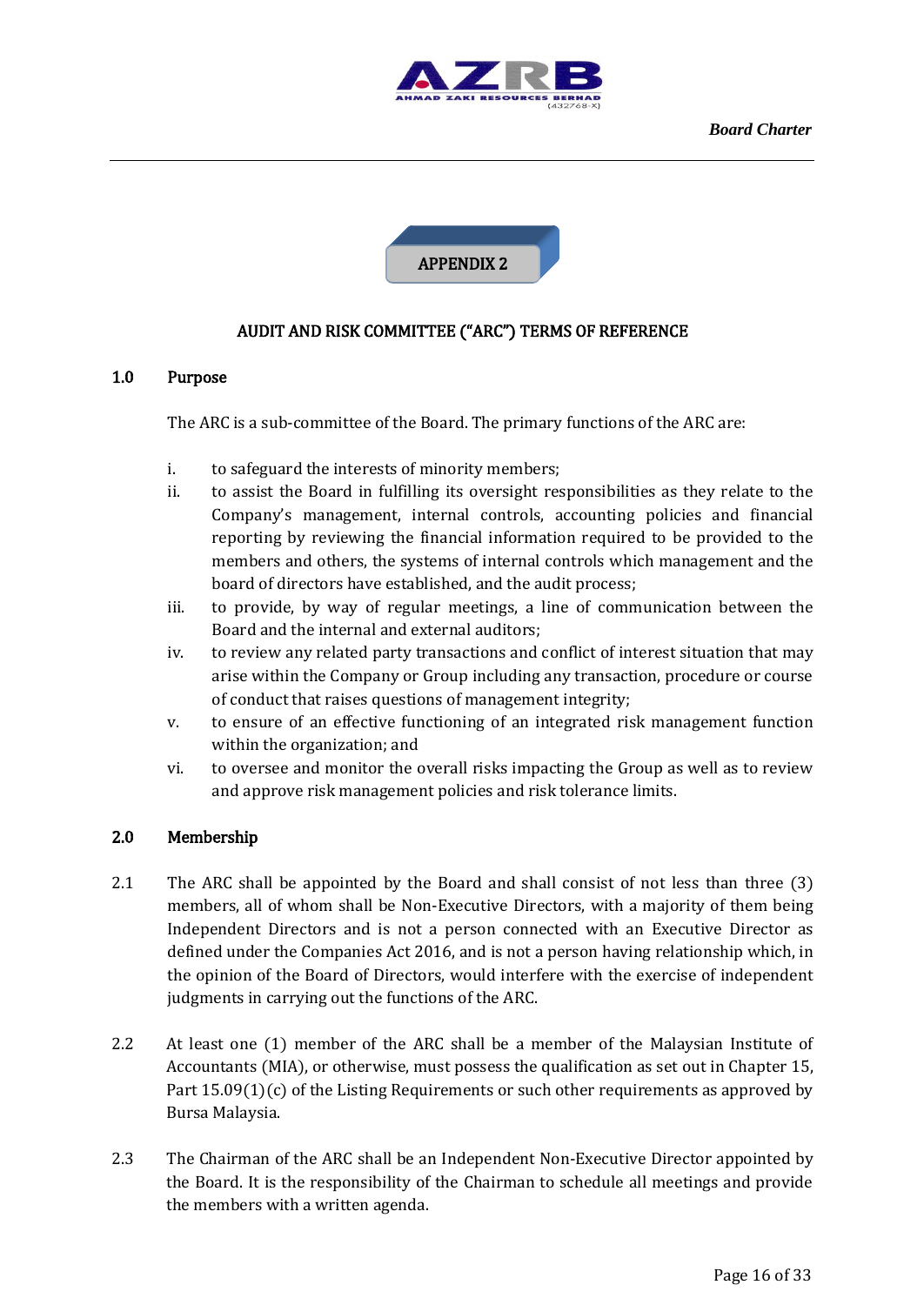APPENDIX 2

## AUDIT AND RISK COMMITTEE ("ARC") TERMS OF REFERENCE

### 1.0 Purpose

The ARC is a sub-committee of the Board. The primary functions of the ARC are:

i. to safeguard the interests of minority members;

ii. to assist the Board in fulfilling its oversight responsibilities as they relate to the Company's management, internal controls, accounting policies and financial reporting by reviewing the financial information required to be provided to the members and others, the systems of internal controls which management and the board of directors have established, and the audit process;

iii. to provide, by way of regular meetings, a line of communication between the Board and the internal and external auditors;

iv. to review any related party transactions and conflict of interest situation that may arise within the Company or Group including any transaction, procedure or course of conduct that raises questions of management integrity;

v. to ensure of an effective functioning of an integrated risk management function within the organization; and

vi. to oversee and monitor the overall risks impacting the Group as well as to review and approve risk management policies and risk tolerance limits.

### 2.0 Membership

2.1 The ARC shall be appointed by the Board and shall consist of not less than three (3) members, all of whom shall be Non-Executive Directors, with a majority of them being Independent Directors and is not a person connected with an Executive Director as defined under the Companies Act 2016, and is not a person having relationship which, in the opinion of the Board of Directors, would interfere with the exercise of independent judgments in carrying out the functions of the ARC.

2.2 At least one (1) member of the ARC shall be a member of the Malaysian Institute of Accountants (MIA), or otherwise, must possess the qualification as set out in Chapter 15, Part 15.09(1)(c) of the Listing Requirements or such other requirements as approved by Bursa Malaysia.

2.3 The Chairman of the ARC shall be an Independent Non-Executive Director appointed by the Board. It is the responsibility of the Chairman to schedule all meetings and provide the members with a written agenda.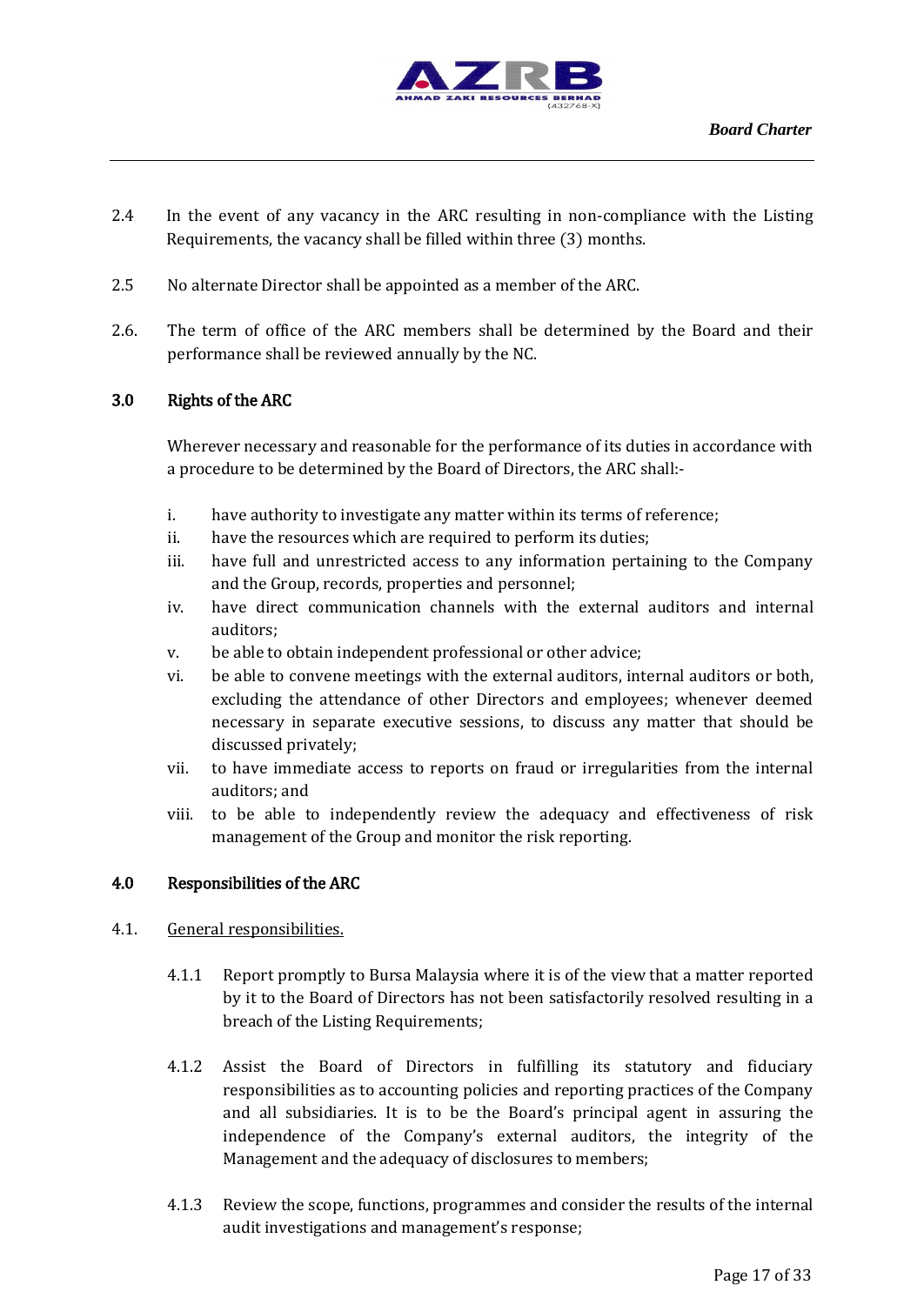2.4 In the event of any vacancy in the ARC resulting in non-compliance with the Listing Requirements, the vacancy shall be filled within three (3) months.

2.5 No alternate Director shall be appointed as a member of the ARC.

2.6. The term of office of the ARC members shall be determined by the Board and their performance shall be reviewed annually by the NC.

## 3.0 Rights of the ARC

Wherever necessary and reasonable for the performance of its duties in accordance with a procedure to be determined by the Board of Directors, the ARC shall:-

i. have authority to investigate any matter within its terms of reference;
ii. have the resources which are required to perform its duties;
iii. have full and unrestricted access to any information pertaining to the Company and the Group, records, properties and personnel;
iv. have direct communication channels with the external auditors and internal auditors;
v. be able to obtain independent professional or other advice;
vi. be able to convene meetings with the external auditors, internal auditors or both, excluding the attendance of other Directors and employees; whenever deemed necessary in separate executive sessions, to discuss any matter that should be discussed privately;
vii. to have immediate access to reports on fraud or irregularities from the internal auditors; and
viii. to be able to independently review the adequacy and effectiveness of risk management of the Group and monitor the risk reporting.

## 4.0 Responsibilities of the ARC

4.1. <u>General responsibilities.</u>

4.1.1 Report promptly to Bursa Malaysia where it is of the view that a matter reported by it to the Board of Directors has not been satisfactorily resolved resulting in a breach of the Listing Requirements;

4.1.2 Assist the Board of Directors in fulfilling its statutory and fiduciary responsibilities as to accounting policies and reporting practices of the Company and all subsidiaries. It is to be the Board's principal agent in assuring the independence of the Company's external auditors, the integrity of the Management and the adequacy of disclosures to members;

4.1.3 Review the scope, functions, programmes and consider the results of the internal audit investigations and management's response;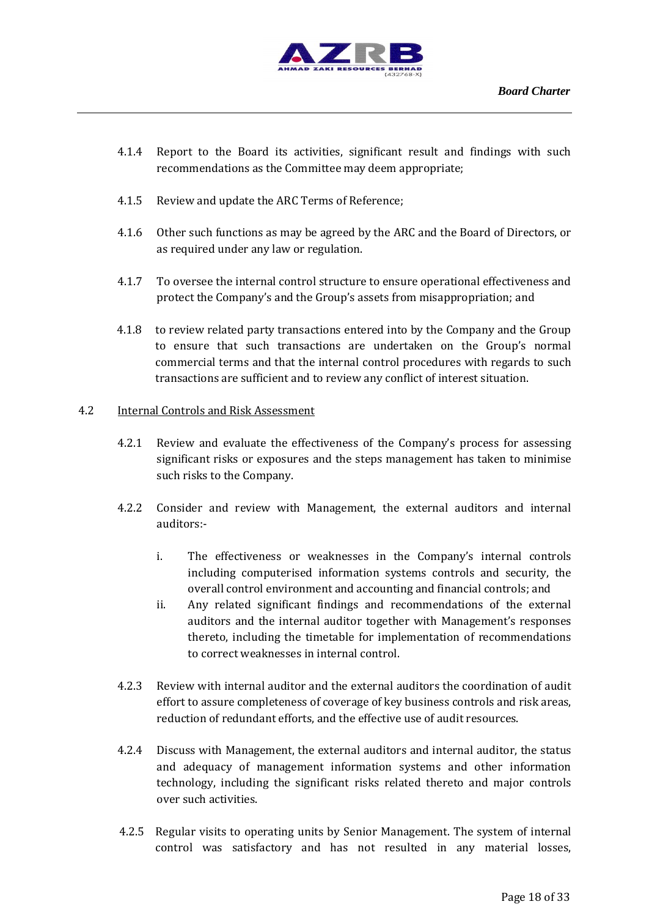4.1.4 Report to the Board its activities, significant result and findings with such recommendations as the Committee may deem appropriate;

4.1.5 Review and update the ARC Terms of Reference;

4.1.6 Other such functions as may be agreed by the ARC and the Board of Directors, or as required under any law or regulation.

4.1.7 To oversee the internal control structure to ensure operational effectiveness and protect the Company's and the Group's assets from misappropriation; and

4.1.8 to review related party transactions entered into by the Company and the Group to ensure that such transactions are undertaken on the Group's normal commercial terms and that the internal control procedures with regards to such transactions are sufficient and to review any conflict of interest situation.

4.2 <u>Internal Controls and Risk Assessment</u>

4.2.1 Review and evaluate the effectiveness of the Company's process for assessing significant risks or exposures and the steps management has taken to minimise such risks to the Company.

4.2.2 Consider and review with Management, the external auditors and internal auditors:-

i. The effectiveness or weaknesses in the Company's internal controls including computerised information systems controls and security, the overall control environment and accounting and financial controls; and

ii. Any related significant findings and recommendations of the external auditors and the internal auditor together with Management's responses thereto, including the timetable for implementation of recommendations to correct weaknesses in internal control.

4.2.3 Review with internal auditor and the external auditors the coordination of audit effort to assure completeness of coverage of key business controls and risk areas, reduction of redundant efforts, and the effective use of audit resources.

4.2.4 Discuss with Management, the external auditors and internal auditor, the status and adequacy of management information systems and other information technology, including the significant risks related thereto and major controls over such activities.

4.2.5 Regular visits to operating units by Senior Management. The system of internal control was satisfactory and has not resulted in any material losses,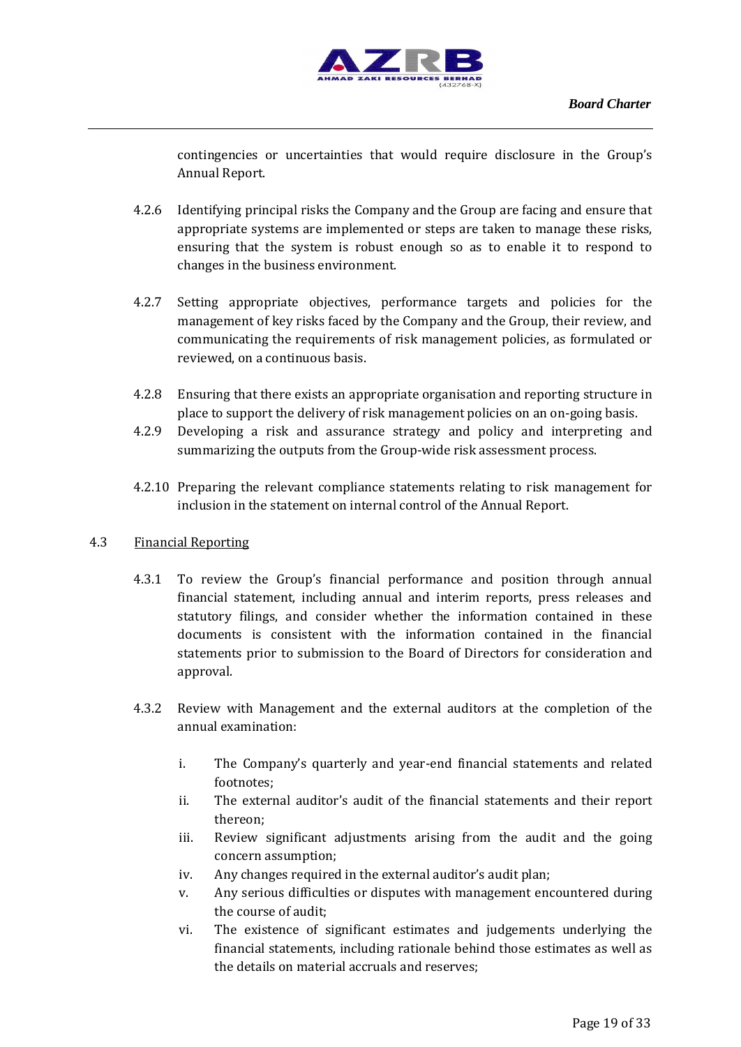contingencies or uncertainties that would require disclosure in the Group's Annual Report.

4.2.6 Identifying principal risks the Company and the Group are facing and ensure that appropriate systems are implemented or steps are taken to manage these risks, ensuring that the system is robust enough so as to enable it to respond to changes in the business environment.

4.2.7 Setting appropriate objectives, performance targets and policies for the management of key risks faced by the Company and the Group, their review, and communicating the requirements of risk management policies, as formulated or reviewed, on a continuous basis.

4.2.8 Ensuring that there exists an appropriate organisation and reporting structure in place to support the delivery of risk management policies on an on-going basis.

4.2.9 Developing a risk and assurance strategy and policy and interpreting and summarizing the outputs from the Group-wide risk assessment process.

4.2.10 Preparing the relevant compliance statements relating to risk management for inclusion in the statement on internal control of the Annual Report.

4.3 Financial Reporting

4.3.1 To review the Group's financial performance and position through annual financial statement, including annual and interim reports, press releases and statutory filings, and consider whether the information contained in these documents is consistent with the information contained in the financial statements prior to submission to the Board of Directors for consideration and approval.

4.3.2 Review with Management and the external auditors at the completion of the annual examination:

i. The Company's quarterly and year-end financial statements and related footnotes;
ii. The external auditor's audit of the financial statements and their report thereon;
iii. Review significant adjustments arising from the audit and the going concern assumption;
iv. Any changes required in the external auditor's audit plan;
v. Any serious difficulties or disputes with management encountered during the course of audit;
vi. The existence of significant estimates and judgements underlying the financial statements, including rationale behind those estimates as well as the details on material accruals and reserves;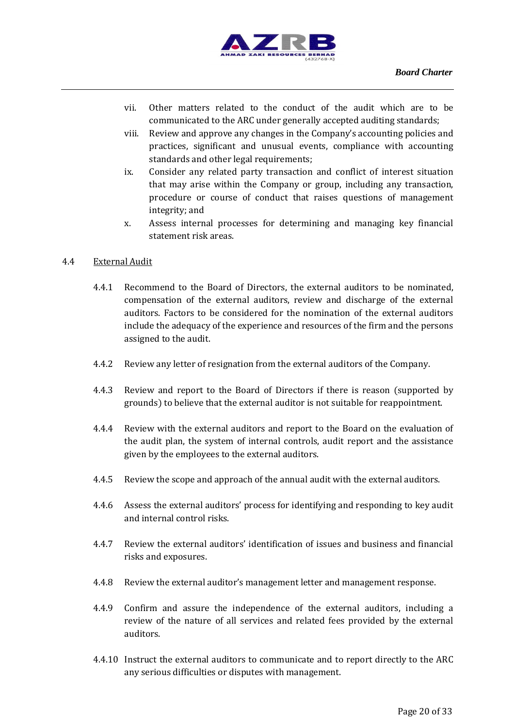vii. Other matters related to the conduct of the audit which are to be communicated to the ARC under generally accepted auditing standards;

viii. Review and approve any changes in the Company's accounting policies and practices, significant and unusual events, compliance with accounting standards and other legal requirements;

ix. Consider any related party transaction and conflict of interest situation that may arise within the Company or group, including any transaction, procedure or course of conduct that raises questions of management integrity; and

x. Assess internal processes for determining and managing key financial statement risk areas.

4.4 <u>External Audit</u>

4.4.1 Recommend to the Board of Directors, the external auditors to be nominated, compensation of the external auditors, review and discharge of the external auditors. Factors to be considered for the nomination of the external auditors include the adequacy of the experience and resources of the firm and the persons assigned to the audit.

4.4.2 Review any letter of resignation from the external auditors of the Company.

4.4.3 Review and report to the Board of Directors if there is reason (supported by grounds) to believe that the external auditor is not suitable for reappointment.

4.4.4 Review with the external auditors and report to the Board on the evaluation of the audit plan, the system of internal controls, audit report and the assistance given by the employees to the external auditors.

4.4.5 Review the scope and approach of the annual audit with the external auditors.

4.4.6 Assess the external auditors' process for identifying and responding to key audit and internal control risks.

4.4.7 Review the external auditors' identification of issues and business and financial risks and exposures.

4.4.8 Review the external auditor's management letter and management response.

4.4.9 Confirm and assure the independence of the external auditors, including a review of the nature of all services and related fees provided by the external auditors.

4.4.10 Instruct the external auditors to communicate and to report directly to the ARC any serious difficulties or disputes with management.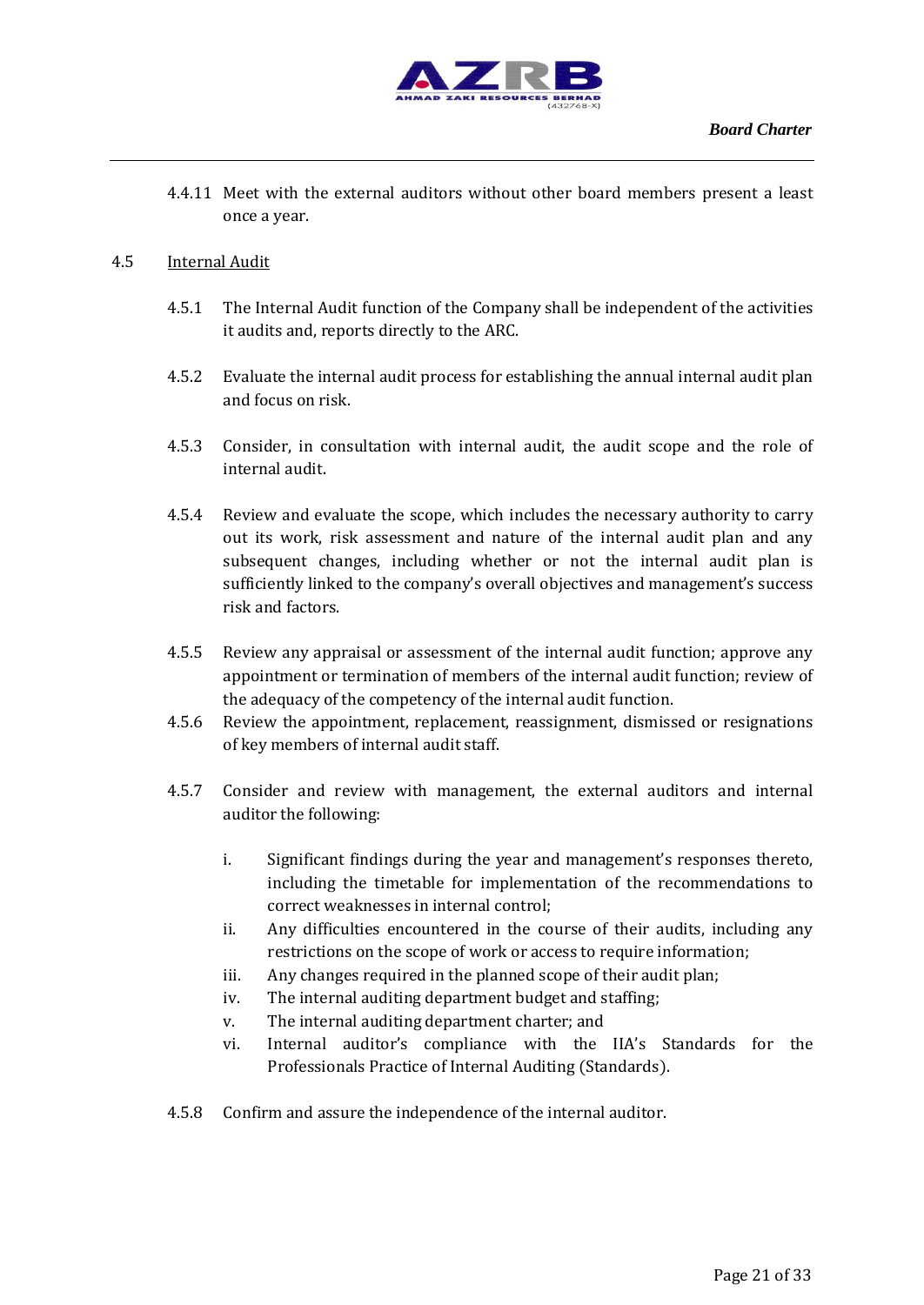4.4.11 Meet with the external auditors without other board members present a least once a year.

4.5 Internal Audit

4.5.1 The Internal Audit function of the Company shall be independent of the activities it audits and, reports directly to the ARC.

4.5.2 Evaluate the internal audit process for establishing the annual internal audit plan and focus on risk.

4.5.3 Consider, in consultation with internal audit, the audit scope and the role of internal audit.

4.5.4 Review and evaluate the scope, which includes the necessary authority to carry out its work, risk assessment and nature of the internal audit plan and any subsequent changes, including whether or not the internal audit plan is sufficiently linked to the company's overall objectives and management's success risk and factors.

4.5.5 Review any appraisal or assessment of the internal audit function; approve any appointment or termination of members of the internal audit function; review of the adequacy of the competency of the internal audit function.

4.5.6 Review the appointment, replacement, reassignment, dismissed or resignations of key members of internal audit staff.

4.5.7 Consider and review with management, the external auditors and internal auditor the following:

i. Significant findings during the year and management's responses thereto, including the timetable for implementation of the recommendations to correct weaknesses in internal control;
ii. Any difficulties encountered in the course of their audits, including any restrictions on the scope of work or access to require information;
iii. Any changes required in the planned scope of their audit plan;
iv. The internal auditing department budget and staffing;
v. The internal auditing department charter; and
vi. Internal auditor's compliance with the IIA's Standards for the Professionals Practice of Internal Auditing (Standards).

4.5.8 Confirm and assure the independence of the internal auditor.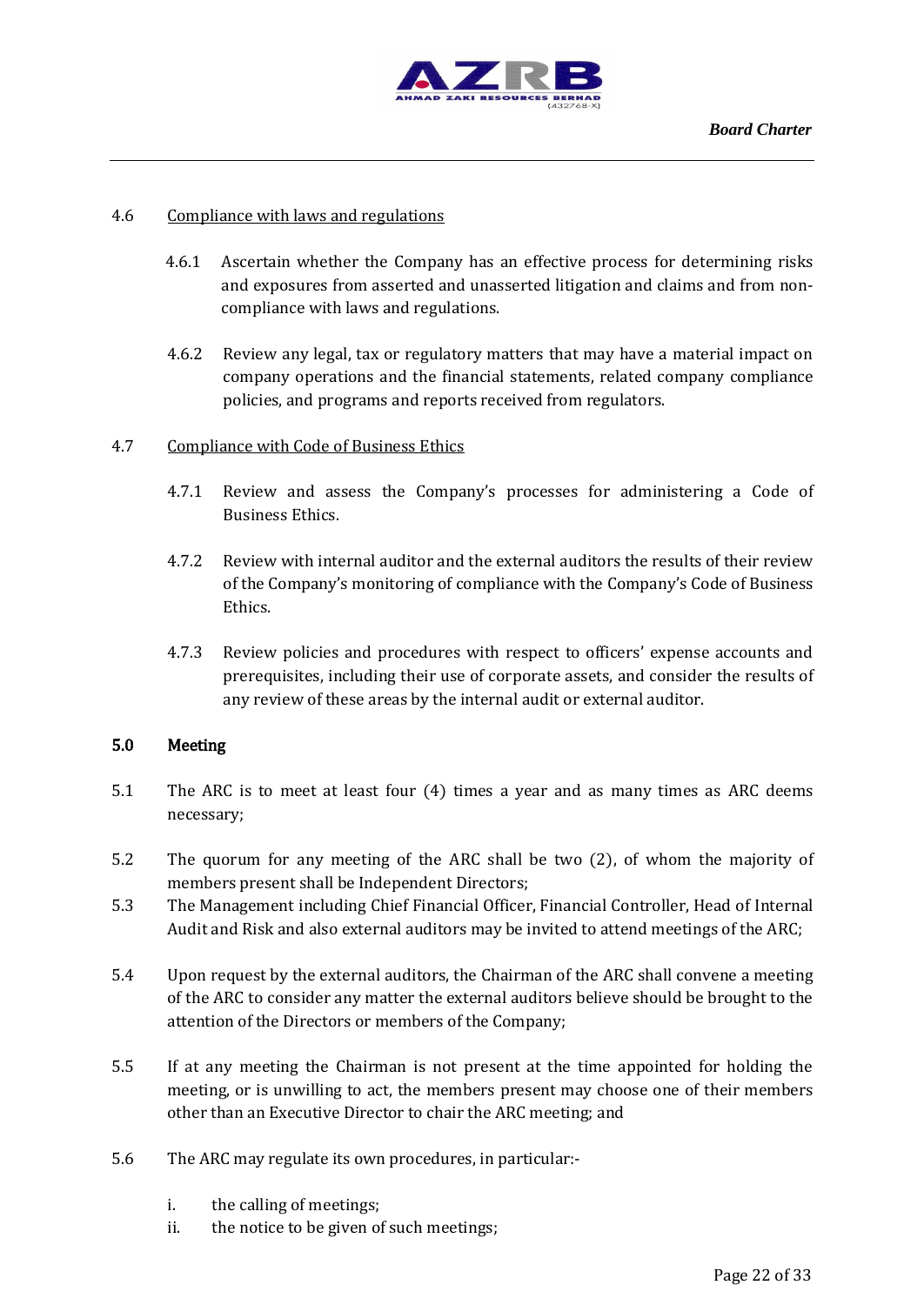4.6 Compliance with laws and regulations

4.6.1 Ascertain whether the Company has an effective process for determining risks and exposures from asserted and unasserted litigation and claims and from non-compliance with laws and regulations.

4.6.2 Review any legal, tax or regulatory matters that may have a material impact on company operations and the financial statements, related company compliance policies, and programs and reports received from regulators.

4.7 Compliance with Code of Business Ethics

4.7.1 Review and assess the Company's processes for administering a Code of Business Ethics.

4.7.2 Review with internal auditor and the external auditors the results of their review of the Company's monitoring of compliance with the Company's Code of Business Ethics.

4.7.3 Review policies and procedures with respect to officers' expense accounts and prerequisites, including their use of corporate assets, and consider the results of any review of these areas by the internal audit or external auditor.

## 5.0 Meeting

5.1 The ARC is to meet at least four (4) times a year and as many times as ARC deems necessary;

5.2 The quorum for any meeting of the ARC shall be two (2), of whom the majority of members present shall be Independent Directors;

5.3 The Management including Chief Financial Officer, Financial Controller, Head of Internal Audit and Risk and also external auditors may be invited to attend meetings of the ARC;

5.4 Upon request by the external auditors, the Chairman of the ARC shall convene a meeting of the ARC to consider any matter the external auditors believe should be brought to the attention of the Directors or members of the Company;

5.5 If at any meeting the Chairman is not present at the time appointed for holding the meeting, or is unwilling to act, the members present may choose one of their members other than an Executive Director to chair the ARC meeting; and

5.6 The ARC may regulate its own procedures, in particular:-

i. the calling of meetings;
ii. the notice to be given of such meetings;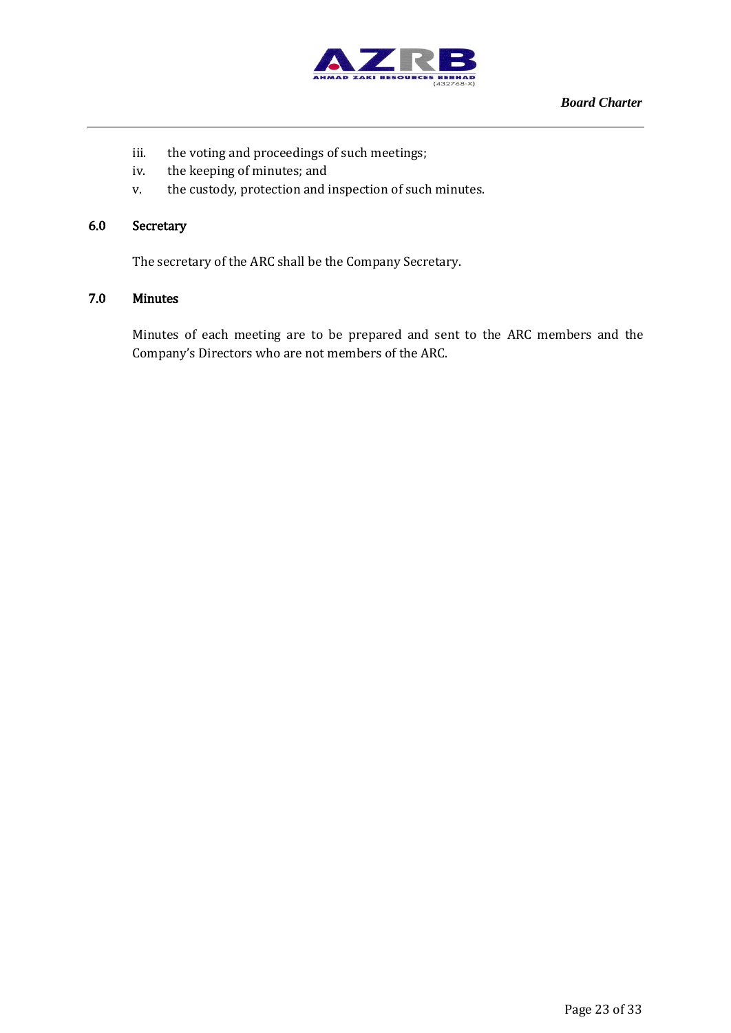iii. the voting and proceedings of such meetings;
iv. the keeping of minutes; and
v. the custody, protection and inspection of such minutes.

## 6.0 Secretary

The secretary of the ARC shall be the Company Secretary.

## 7.0 Minutes

Minutes of each meeting are to be prepared and sent to the ARC members and the Company's Directors who are not members of the ARC.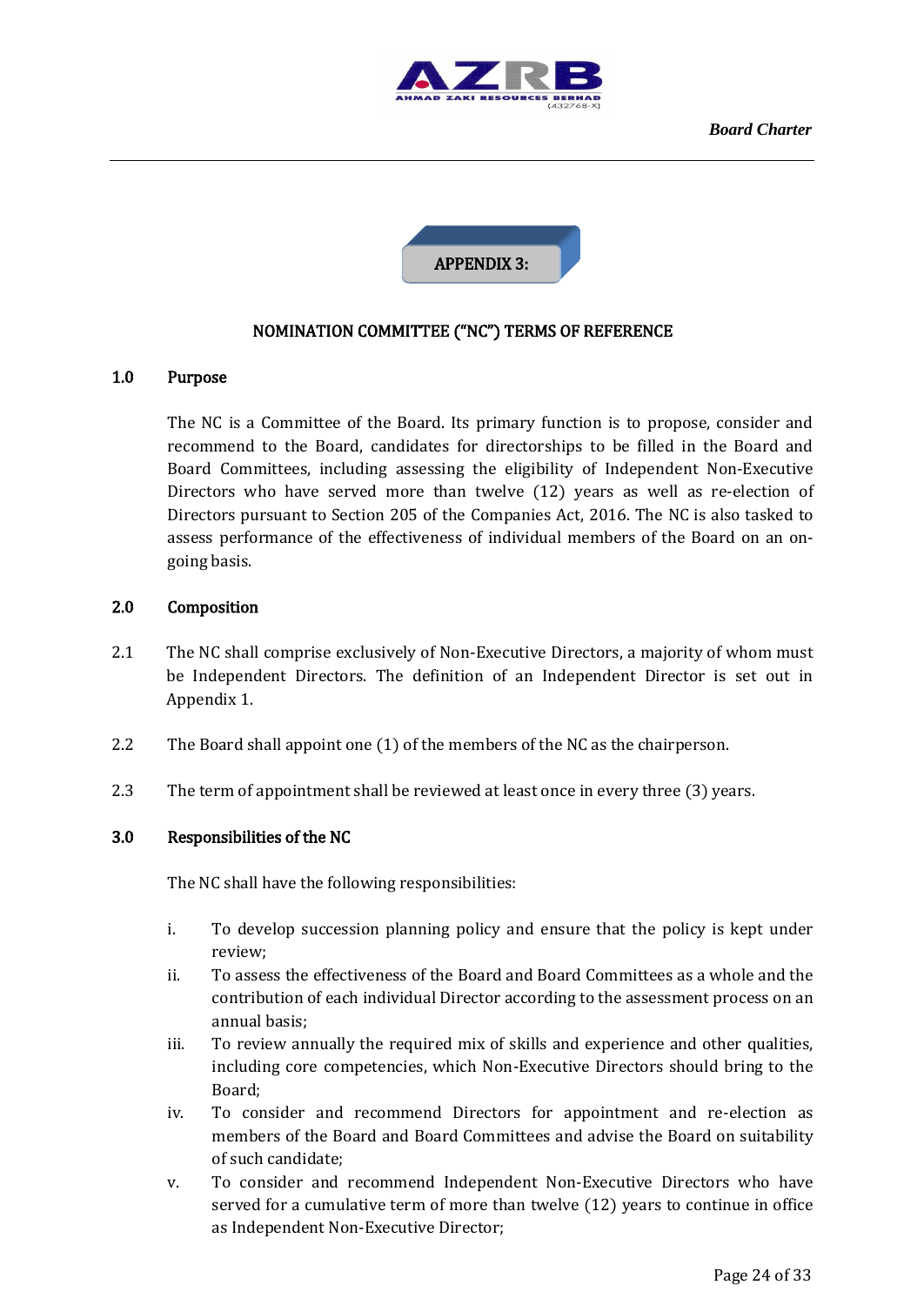## APPENDIX 3:

### NOMINATION COMMITTEE ("NC") TERMS OF REFERENCE

#### 1.0 Purpose

The NC is a Committee of the Board. Its primary function is to propose, consider and recommend to the Board, candidates for directorships to be filled in the Board and Board Committees, including assessing the eligibility of Independent Non-Executive Directors who have served more than twelve (12) years as well as re-election of Directors pursuant to Section 205 of the Companies Act, 2016. The NC is also tasked to assess performance of the effectiveness of individual members of the Board on an on-going basis.

#### 2.0 Composition

2.1 The NC shall comprise exclusively of Non-Executive Directors, a majority of whom must be Independent Directors. The definition of an Independent Director is set out in Appendix 1.

2.2 The Board shall appoint one (1) of the members of the NC as the chairperson.

2.3 The term of appointment shall be reviewed at least once in every three (3) years.

#### 3.0 Responsibilities of the NC

The NC shall have the following responsibilities:

i. To develop succession planning policy and ensure that the policy is kept under review;
ii. To assess the effectiveness of the Board and Board Committees as a whole and the contribution of each individual Director according to the assessment process on an annual basis;
iii. To review annually the required mix of skills and experience and other qualities, including core competencies, which Non-Executive Directors should bring to the Board;
iv. To consider and recommend Directors for appointment and re-election as members of the Board and Board Committees and advise the Board on suitability of such candidate;
v. To consider and recommend Independent Non-Executive Directors who have served for a cumulative term of more than twelve (12) years to continue in office as Independent Non-Executive Director;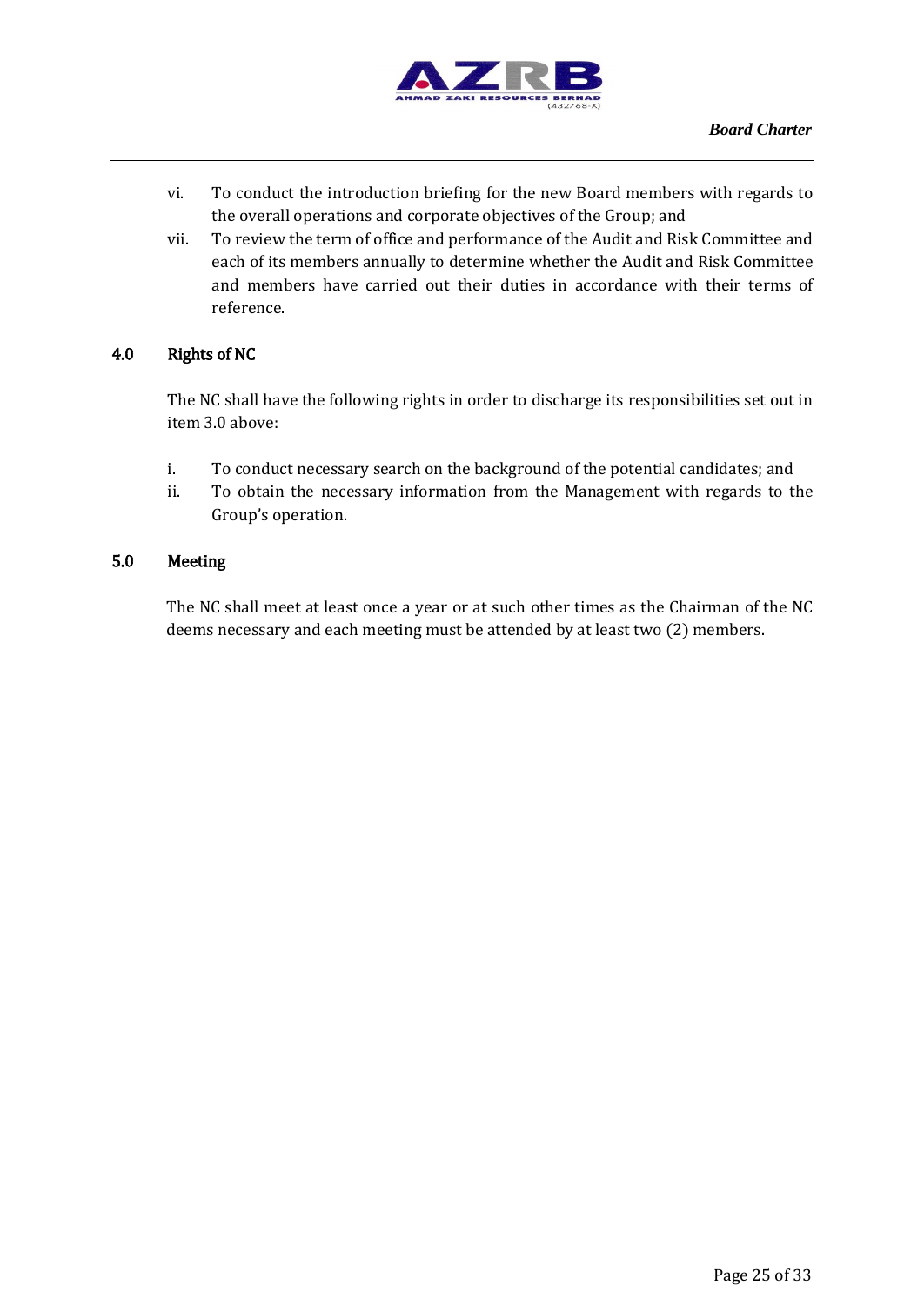vi. To conduct the introduction briefing for the new Board members with regards to the overall operations and corporate objectives of the Group; and

vii. To review the term of office and performance of the Audit and Risk Committee and each of its members annually to determine whether the Audit and Risk Committee and members have carried out their duties in accordance with their terms of reference.

## 4.0 Rights of NC

The NC shall have the following rights in order to discharge its responsibilities set out in item 3.0 above:

i. To conduct necessary search on the background of the potential candidates; and

ii. To obtain the necessary information from the Management with regards to the Group's operation.

## 5.0 Meeting

The NC shall meet at least once a year or at such other times as the Chairman of the NC deems necessary and each meeting must be attended by at least two (2) members.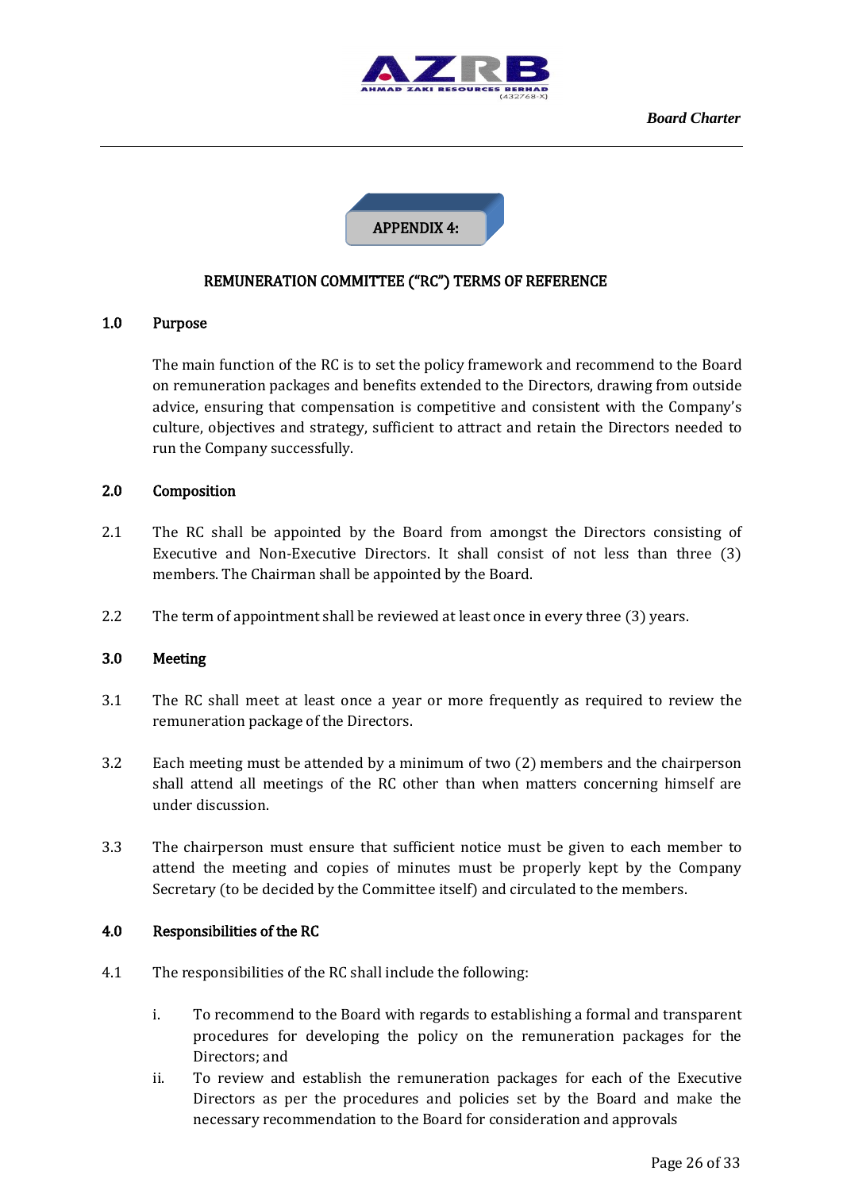## APPENDIX 4:

### REMUNERATION COMMITTEE ("RC") TERMS OF REFERENCE

**1.0 Purpose**

The main function of the RC is to set the policy framework and recommend to the Board on remuneration packages and benefits extended to the Directors, drawing from outside advice, ensuring that compensation is competitive and consistent with the Company's culture, objectives and strategy, sufficient to attract and retain the Directors needed to run the Company successfully.

**2.0 Composition**

2.1 The RC shall be appointed by the Board from amongst the Directors consisting of Executive and Non-Executive Directors. It shall consist of not less than three (3) members. The Chairman shall be appointed by the Board.

2.2 The term of appointment shall be reviewed at least once in every three (3) years.

**3.0 Meeting**

3.1 The RC shall meet at least once a year or more frequently as required to review the remuneration package of the Directors.

3.2 Each meeting must be attended by a minimum of two (2) members and the chairperson shall attend all meetings of the RC other than when matters concerning himself are under discussion.

3.3 The chairperson must ensure that sufficient notice must be given to each member to attend the meeting and copies of minutes must be properly kept by the Company Secretary (to be decided by the Committee itself) and circulated to the members.

**4.0 Responsibilities of the RC**

4.1 The responsibilities of the RC shall include the following:

i. To recommend to the Board with regards to establishing a formal and transparent procedures for developing the policy on the remuneration packages for the Directors; and

ii. To review and establish the remuneration packages for each of the Executive Directors as per the procedures and policies set by the Board and make the necessary recommendation to the Board for consideration and approvals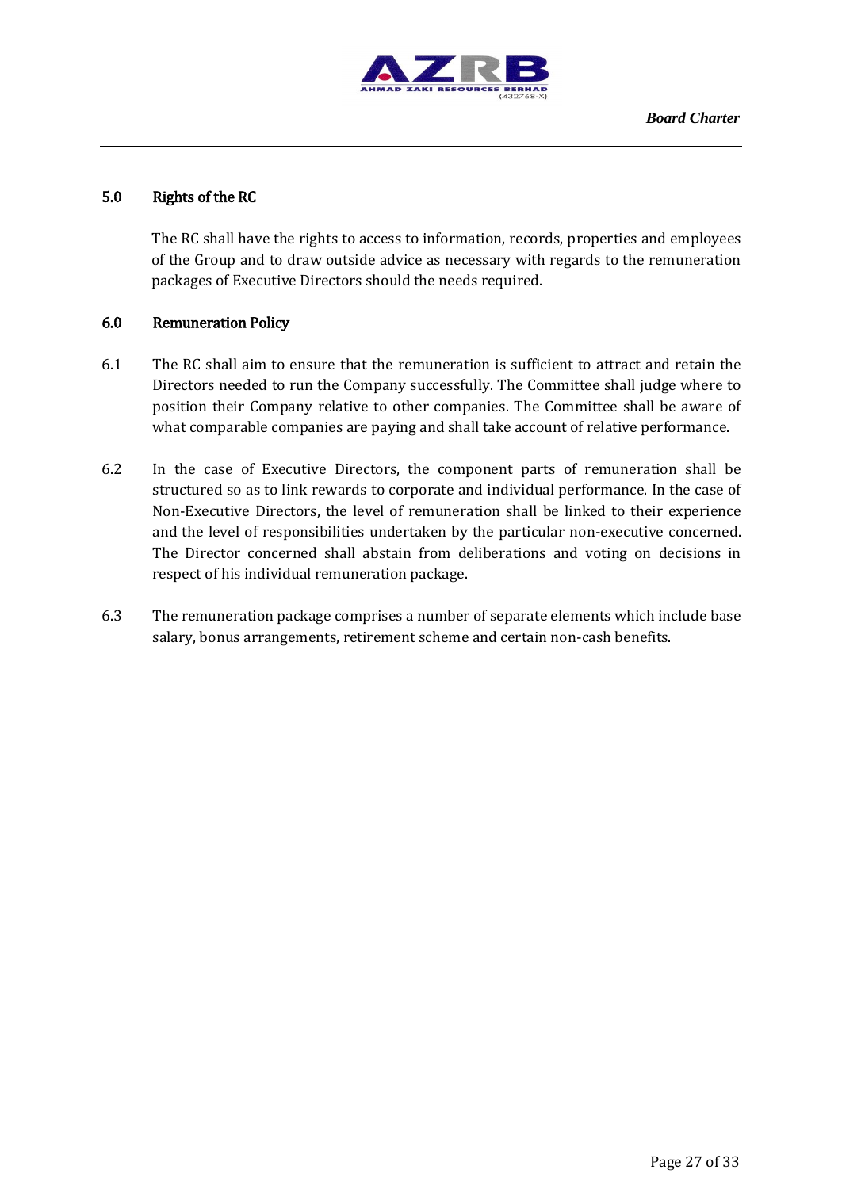## 5.0 Rights of the RC

The RC shall have the rights to access to information, records, properties and employees of the Group and to draw outside advice as necessary with regards to the remuneration packages of Executive Directors should the needs required.

## 6.0 Remuneration Policy

6.1 The RC shall aim to ensure that the remuneration is sufficient to attract and retain the Directors needed to run the Company successfully. The Committee shall judge where to position their Company relative to other companies. The Committee shall be aware of what comparable companies are paying and shall take account of relative performance.

6.2 In the case of Executive Directors, the component parts of remuneration shall be structured so as to link rewards to corporate and individual performance. In the case of Non-Executive Directors, the level of remuneration shall be linked to their experience and the level of responsibilities undertaken by the particular non-executive concerned. The Director concerned shall abstain from deliberations and voting on decisions in respect of his individual remuneration package.

6.3 The remuneration package comprises a number of separate elements which include base salary, bonus arrangements, retirement scheme and certain non-cash benefits.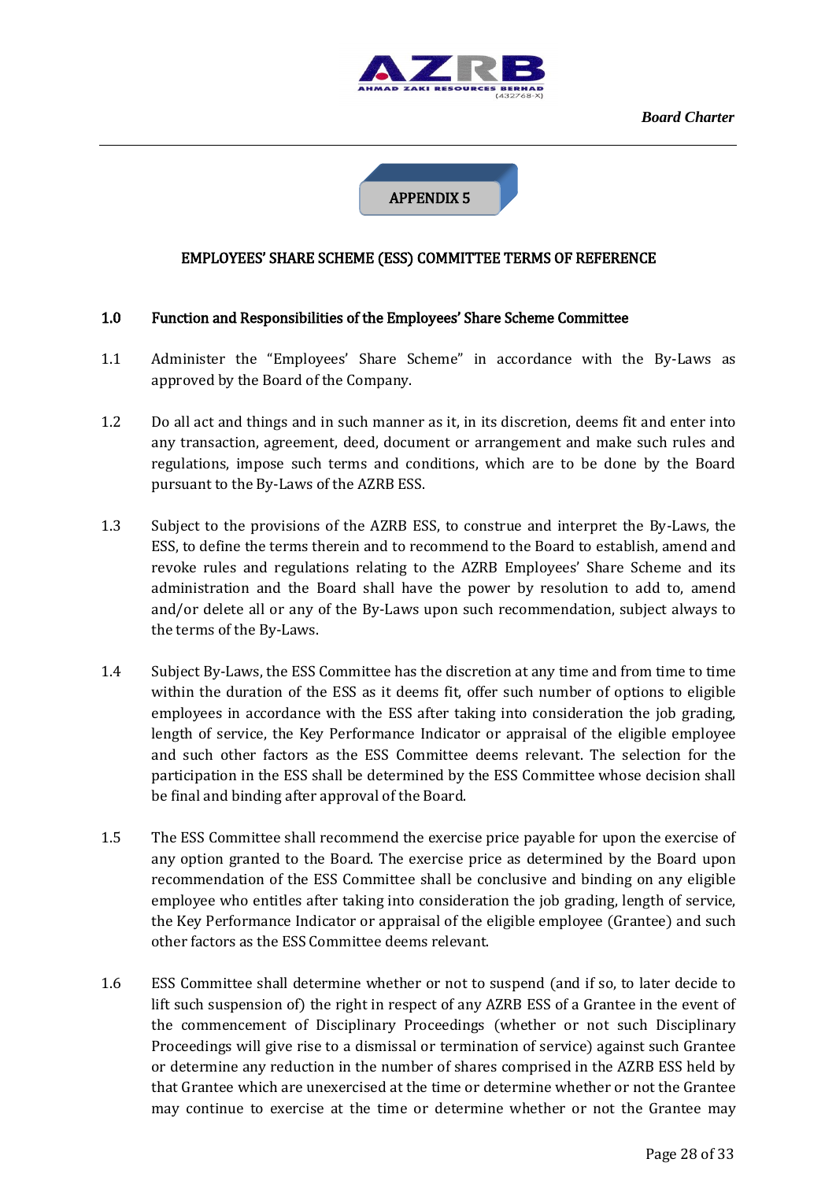## APPENDIX 5

### EMPLOYEES' SHARE SCHEME (ESS) COMMITTEE TERMS OF REFERENCE

**1.0 Function and Responsibilities of the Employees' Share Scheme Committee**

1.1 Administer the "Employees' Share Scheme" in accordance with the By-Laws as approved by the Board of the Company.

1.2 Do all act and things and in such manner as it, in its discretion, deems fit and enter into any transaction, agreement, deed, document or arrangement and make such rules and regulations, impose such terms and conditions, which are to be done by the Board pursuant to the By-Laws of the AZRB ESS.

1.3 Subject to the provisions of the AZRB ESS, to construe and interpret the By-Laws, the ESS, to define the terms therein and to recommend to the Board to establish, amend and revoke rules and regulations relating to the AZRB Employees' Share Scheme and its administration and the Board shall have the power by resolution to add to, amend and/or delete all or any of the By-Laws upon such recommendation, subject always to the terms of the By-Laws.

1.4 Subject By-Laws, the ESS Committee has the discretion at any time and from time to time within the duration of the ESS as it deems fit, offer such number of options to eligible employees in accordance with the ESS after taking into consideration the job grading, length of service, the Key Performance Indicator or appraisal of the eligible employee and such other factors as the ESS Committee deems relevant. The selection for the participation in the ESS shall be determined by the ESS Committee whose decision shall be final and binding after approval of the Board.

1.5 The ESS Committee shall recommend the exercise price payable for upon the exercise of any option granted to the Board. The exercise price as determined by the Board upon recommendation of the ESS Committee shall be conclusive and binding on any eligible employee who entitles after taking into consideration the job grading, length of service, the Key Performance Indicator or appraisal of the eligible employee (Grantee) and such other factors as the ESS Committee deems relevant.

1.6 ESS Committee shall determine whether or not to suspend (and if so, to later decide to lift such suspension of) the right in respect of any AZRB ESS of a Grantee in the event of the commencement of Disciplinary Proceedings (whether or not such Disciplinary Proceedings will give rise to a dismissal or termination of service) against such Grantee or determine any reduction in the number of shares comprised in the AZRB ESS held by that Grantee which are unexercised at the time or determine whether or not the Grantee may continue to exercise at the time or determine whether or not the Grantee may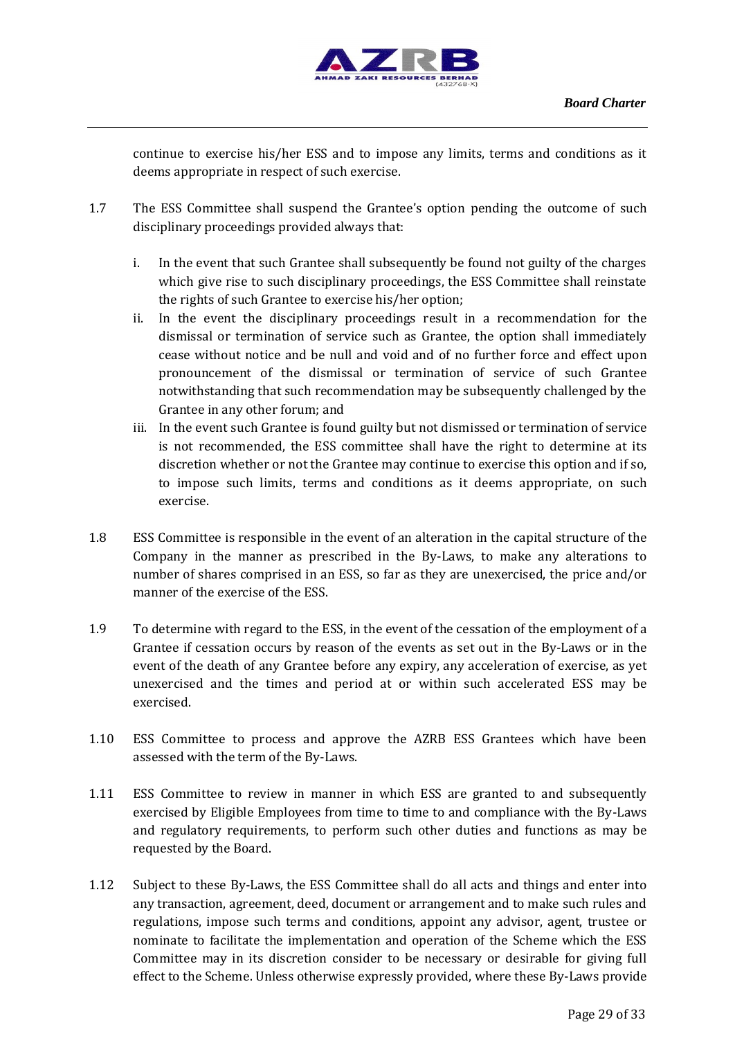continue to exercise his/her ESS and to impose any limits, terms and conditions as it deems appropriate in respect of such exercise.

1.7 The ESS Committee shall suspend the Grantee's option pending the outcome of such disciplinary proceedings provided always that:

   i. In the event that such Grantee shall subsequently be found not guilty of the charges which give rise to such disciplinary proceedings, the ESS Committee shall reinstate the rights of such Grantee to exercise his/her option;
   ii. In the event the disciplinary proceedings result in a recommendation for the dismissal or termination of service such as Grantee, the option shall immediately cease without notice and be null and void and of no further force and effect upon pronouncement of the dismissal or termination of service of such Grantee notwithstanding that such recommendation may be subsequently challenged by the Grantee in any other forum; and
   iii. In the event such Grantee is found guilty but not dismissed or termination of service is not recommended, the ESS committee shall have the right to determine at its discretion whether or not the Grantee may continue to exercise this option and if so, to impose such limits, terms and conditions as it deems appropriate, on such exercise.

1.8 ESS Committee is responsible in the event of an alteration in the capital structure of the Company in the manner as prescribed in the By-Laws, to make any alterations to number of shares comprised in an ESS, so far as they are unexercised, the price and/or manner of the exercise of the ESS.

1.9 To determine with regard to the ESS, in the event of the cessation of the employment of a Grantee if cessation occurs by reason of the events as set out in the By-Laws or in the event of the death of any Grantee before any expiry, any acceleration of exercise, as yet unexercised and the times and period at or within such accelerated ESS may be exercised.

1.10 ESS Committee to process and approve the AZRB ESS Grantees which have been assessed with the term of the By-Laws.

1.11 ESS Committee to review in manner in which ESS are granted to and subsequently exercised by Eligible Employees from time to time to and compliance with the By-Laws and regulatory requirements, to perform such other duties and functions as may be requested by the Board.

1.12 Subject to these By-Laws, the ESS Committee shall do all acts and things and enter into any transaction, agreement, deed, document or arrangement and to make such rules and regulations, impose such terms and conditions, appoint any advisor, agent, trustee or nominate to facilitate the implementation and operation of the Scheme which the ESS Committee may in its discretion consider to be necessary or desirable for giving full effect to the Scheme. Unless otherwise expressly provided, where these By-Laws provide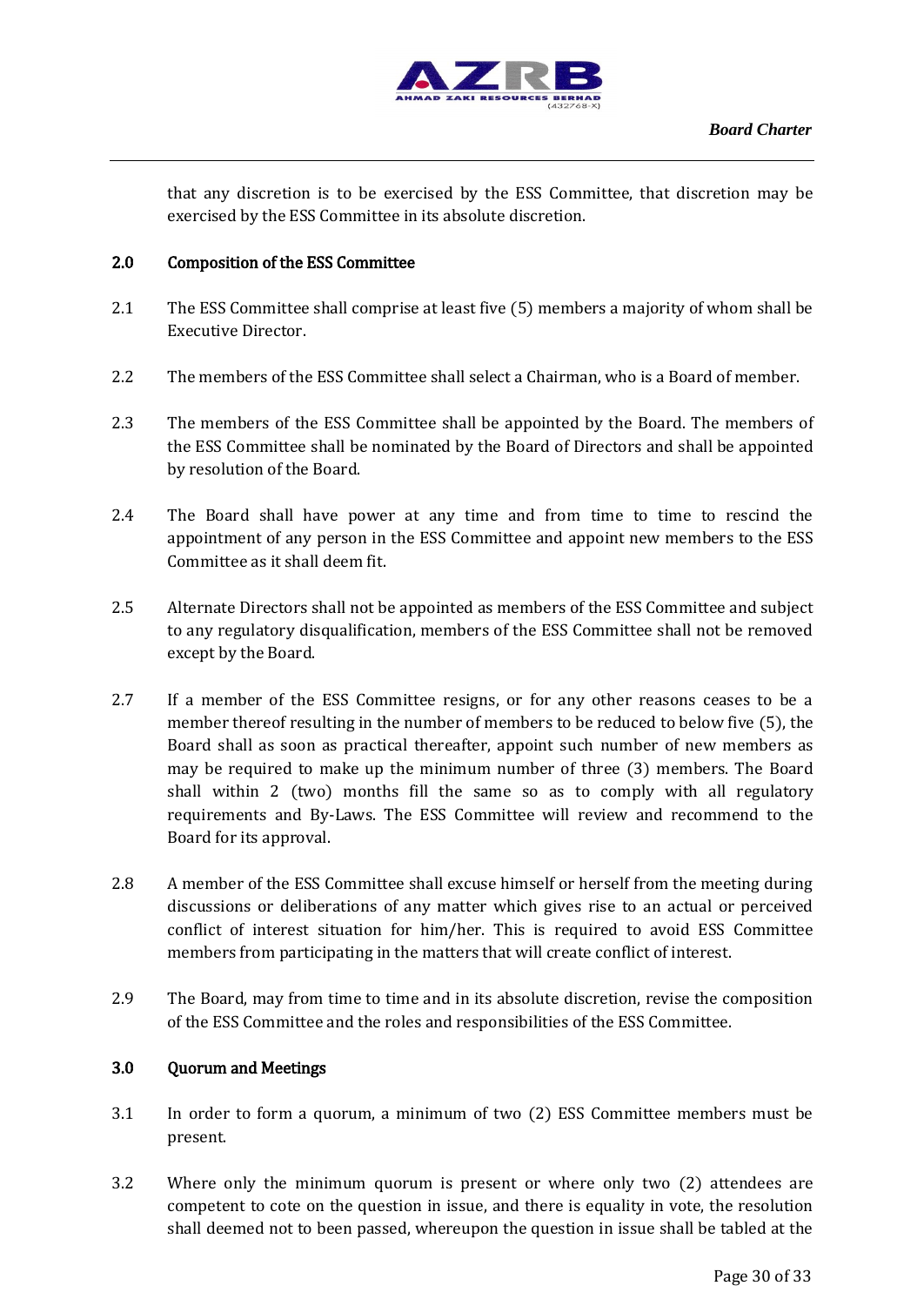that any discretion is to be exercised by the ESS Committee, that discretion may be exercised by the ESS Committee in its absolute discretion.

**2.0 Composition of the ESS Committee**

2.1 The ESS Committee shall comprise at least five (5) members a majority of whom shall be Executive Director.

2.2 The members of the ESS Committee shall select a Chairman, who is a Board of member.

2.3 The members of the ESS Committee shall be appointed by the Board. The members of the ESS Committee shall be nominated by the Board of Directors and shall be appointed by resolution of the Board.

2.4 The Board shall have power at any time and from time to time to rescind the appointment of any person in the ESS Committee and appoint new members to the ESS Committee as it shall deem fit.

2.5 Alternate Directors shall not be appointed as members of the ESS Committee and subject to any regulatory disqualification, members of the ESS Committee shall not be removed except by the Board.

2.7 If a member of the ESS Committee resigns, or for any other reasons ceases to be a member thereof resulting in the number of members to be reduced to below five (5), the Board shall as soon as practical thereafter, appoint such number of new members as may be required to make up the minimum number of three (3) members. The Board shall within 2 (two) months fill the same so as to comply with all regulatory requirements and By-Laws. The ESS Committee will review and recommend to the Board for its approval.

2.8 A member of the ESS Committee shall excuse himself or herself from the meeting during discussions or deliberations of any matter which gives rise to an actual or perceived conflict of interest situation for him/her. This is required to avoid ESS Committee members from participating in the matters that will create conflict of interest.

2.9 The Board, may from time to time and in its absolute discretion, revise the composition of the ESS Committee and the roles and responsibilities of the ESS Committee.

**3.0 Quorum and Meetings**

3.1 In order to form a quorum, a minimum of two (2) ESS Committee members must be present.

3.2 Where only the minimum quorum is present or where only two (2) attendees are competent to cote on the question in issue, and there is equality in vote, the resolution shall deemed not to been passed, whereupon the question in issue shall be tabled at the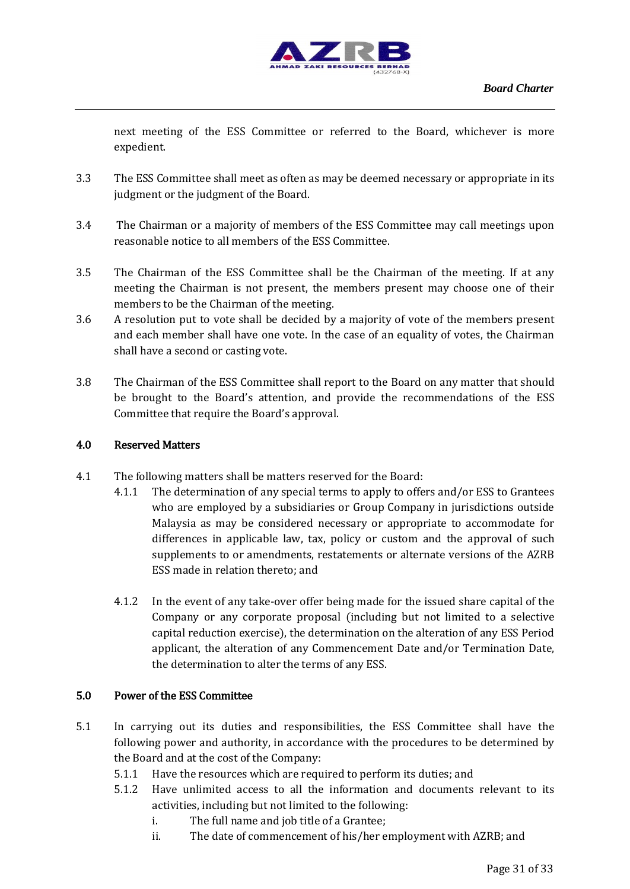next meeting of the ESS Committee or referred to the Board, whichever is more expedient.

3.3 The ESS Committee shall meet as often as may be deemed necessary or appropriate in its judgment or the judgment of the Board.

3.4 The Chairman or a majority of members of the ESS Committee may call meetings upon reasonable notice to all members of the ESS Committee.

3.5 The Chairman of the ESS Committee shall be the Chairman of the meeting. If at any meeting the Chairman is not present, the members present may choose one of their members to be the Chairman of the meeting.

3.6 A resolution put to vote shall be decided by a majority of vote of the members present and each member shall have one vote. In the case of an equality of votes, the Chairman shall have a second or casting vote.

3.8 The Chairman of the ESS Committee shall report to the Board on any matter that should be brought to the Board's attention, and provide the recommendations of the ESS Committee that require the Board's approval.

## 4.0 Reserved Matters

4.1 The following matters shall be matters reserved for the Board:

4.1.1 The determination of any special terms to apply to offers and/or ESS to Grantees who are employed by a subsidiaries or Group Company in jurisdictions outside Malaysia as may be considered necessary or appropriate to accommodate for differences in applicable law, tax, policy or custom and the approval of such supplements to or amendments, restatements or alternate versions of the AZRB ESS made in relation thereto; and

4.1.2 In the event of any take-over offer being made for the issued share capital of the Company or any corporate proposal (including but not limited to a selective capital reduction exercise), the determination on the alteration of any ESS Period applicant, the alteration of any Commencement Date and/or Termination Date, the determination to alter the terms of any ESS.

## 5.0 Power of the ESS Committee

5.1 In carrying out its duties and responsibilities, the ESS Committee shall have the following power and authority, in accordance with the procedures to be determined by the Board and at the cost of the Company:

5.1.1 Have the resources which are required to perform its duties; and

5.1.2 Have unlimited access to all the information and documents relevant to its activities, including but not limited to the following:

i. The full name and job title of a Grantee;

ii. The date of commencement of his/her employment with AZRB; and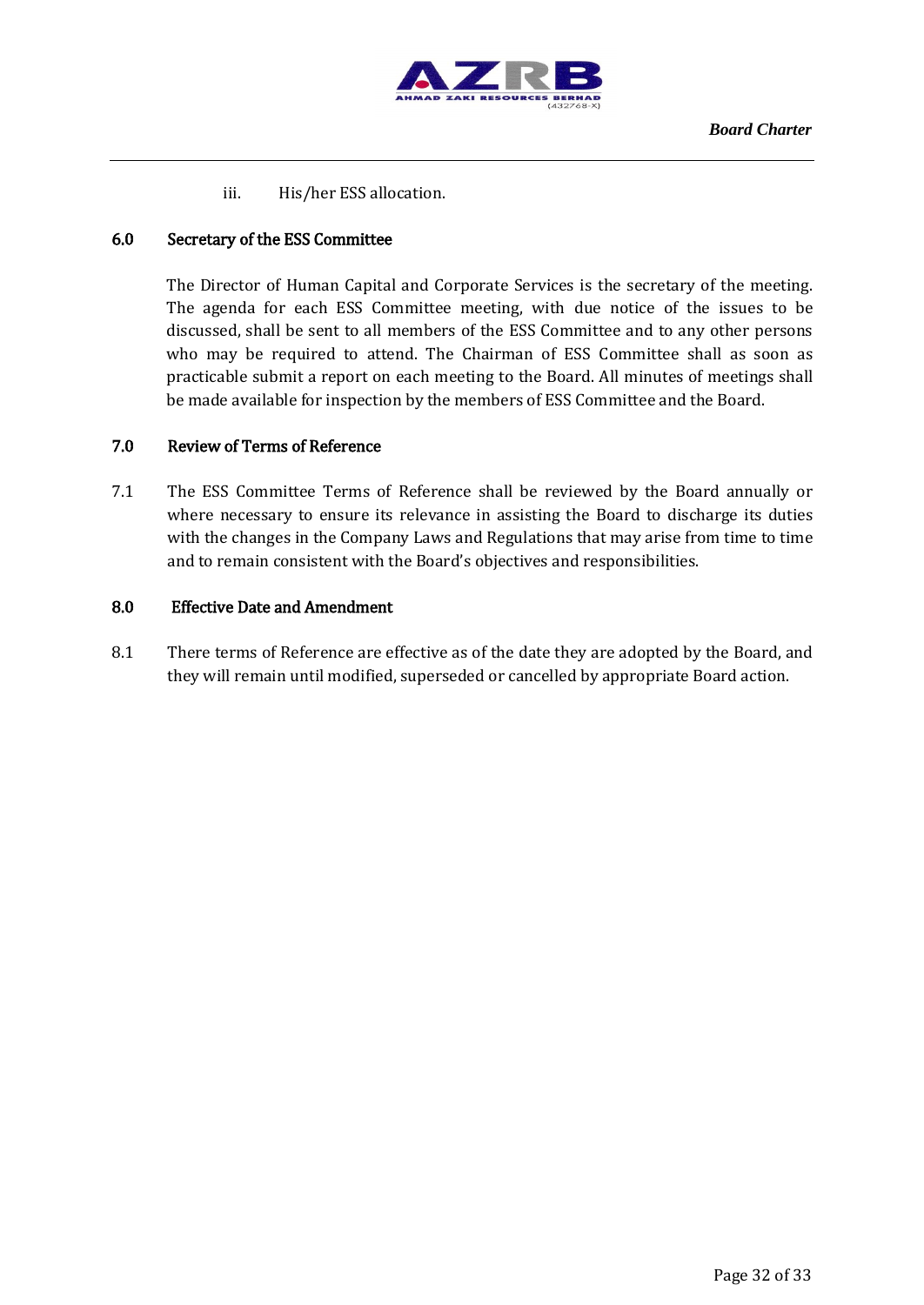iii. His/her ESS allocation.

## 6.0 Secretary of the ESS Committee

The Director of Human Capital and Corporate Services is the secretary of the meeting. The agenda for each ESS Committee meeting, with due notice of the issues to be discussed, shall be sent to all members of the ESS Committee and to any other persons who may be required to attend. The Chairman of ESS Committee shall as soon as practicable submit a report on each meeting to the Board. All minutes of meetings shall be made available for inspection by the members of ESS Committee and the Board.

## 7.0 Review of Terms of Reference

7.1 The ESS Committee Terms of Reference shall be reviewed by the Board annually or where necessary to ensure its relevance in assisting the Board to discharge its duties with the changes in the Company Laws and Regulations that may arise from time to time and to remain consistent with the Board's objectives and responsibilities.

## 8.0 Effective Date and Amendment

8.1 There terms of Reference are effective as of the date they are adopted by the Board, and they will remain until modified, superseded or cancelled by appropriate Board action.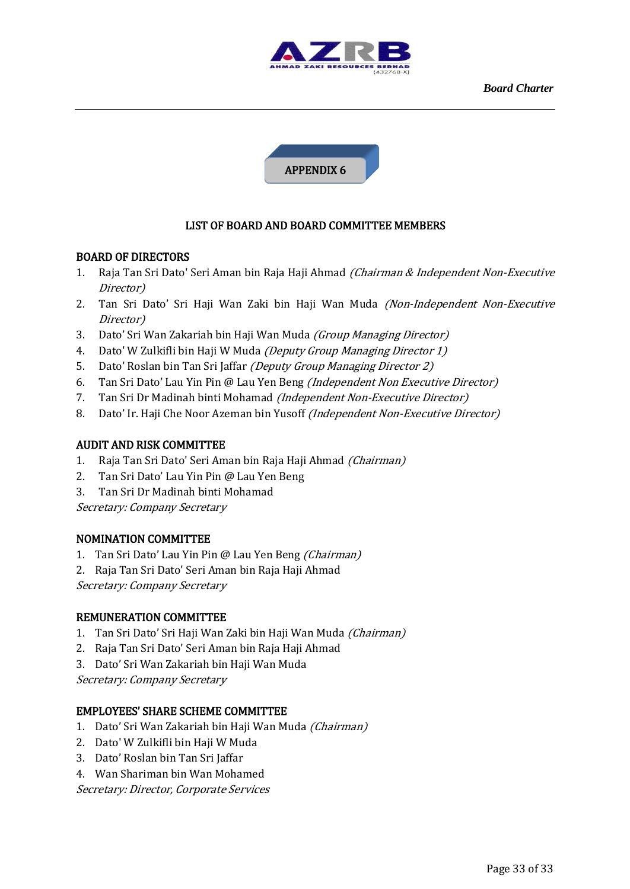APPENDIX 6

## LIST OF BOARD AND BOARD COMMITTEE MEMBERS

### BOARD OF DIRECTORS

1. Raja Tan Sri Dato' Seri Aman bin Raja Haji Ahmad *(Chairman & Independent Non-Executive Director)*
2. Tan Sri Dato' Sri Haji Wan Zaki bin Haji Wan Muda *(Non-Independent Non-Executive Director)*
3. Dato' Sri Wan Zakariah bin Haji Wan Muda *(Group Managing Director)*
4. Dato' W Zulkifli bin Haji W Muda *(Deputy Group Managing Director 1)*
5. Dato' Roslan bin Tan Sri Jaffar *(Deputy Group Managing Director 2)*
6. Tan Sri Dato' Lau Yin Pin @ Lau Yen Beng *(Independent Non Executive Director)*
7. Tan Sri Dr Madinah binti Mohamad *(Independent Non-Executive Director)*
8. Dato' Ir. Haji Che Noor Azeman bin Yusoff *(Independent Non-Executive Director)*

### AUDIT AND RISK COMMITTEE

1. Raja Tan Sri Dato' Seri Aman bin Raja Haji Ahmad *(Chairman)*
2. Tan Sri Dato' Lau Yin Pin @ Lau Yen Beng
3. Tan Sri Dr Madinah binti Mohamad

*Secretary: Company Secretary*

### NOMINATION COMMITTEE

1. Tan Sri Dato' Lau Yin Pin @ Lau Yen Beng *(Chairman)*
2. Raja Tan Sri Dato' Seri Aman bin Raja Haji Ahmad

*Secretary: Company Secretary*

### REMUNERATION COMMITTEE

1. Tan Sri Dato' Sri Haji Wan Zaki bin Haji Wan Muda *(Chairman)*
2. Raja Tan Sri Dato' Seri Aman bin Raja Haji Ahmad
3. Dato' Sri Wan Zakariah bin Haji Wan Muda

*Secretary: Company Secretary*

### EMPLOYEES' SHARE SCHEME COMMITTEE

1. Dato' Sri Wan Zakariah bin Haji Wan Muda *(Chairman)*
2. Dato' W Zulkifli bin Haji W Muda
3. Dato' Roslan bin Tan Sri Jaffar
4. Wan Shariman bin Wan Mohamed

*Secretary: Director, Corporate Services*